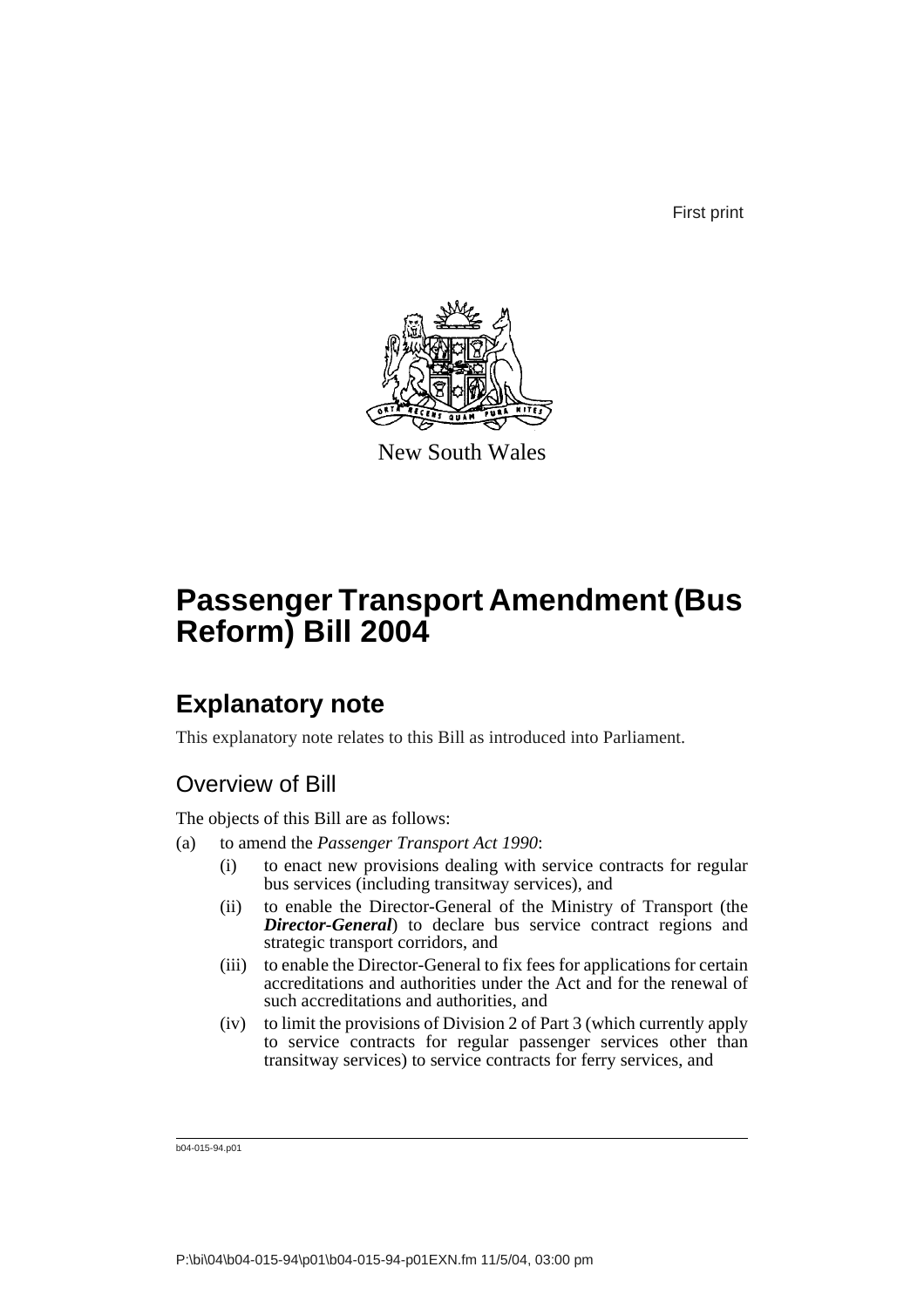First print

New South Wales

# Passenger Transport Amendment (Bus Reform) Bill 2004

## Explanatory note

This explanatory note relates to this Bill as introduced into Parliament.

### Overview of Bill

The objects of this Bill are as follows:

(a) to amend the *Passenger Transport Act 1990*:

    (i) to enact new provisions dealing with service contracts for regular bus services (including transitway services), and

    (ii) to enable the Director-General of the Ministry of Transport (the ***Director-General***) to declare bus service contract regions and strategic transport corridors, and

    (iii) to enable the Director-General to fix fees for applications for certain accreditations and authorities under the Act and for the renewal of such accreditations and authorities, and

    (iv) to limit the provisions of Division 2 of Part 3 (which currently apply to service contracts for regular passenger services other than transitway services) to service contracts for ferry services, and

b04-015-94.p01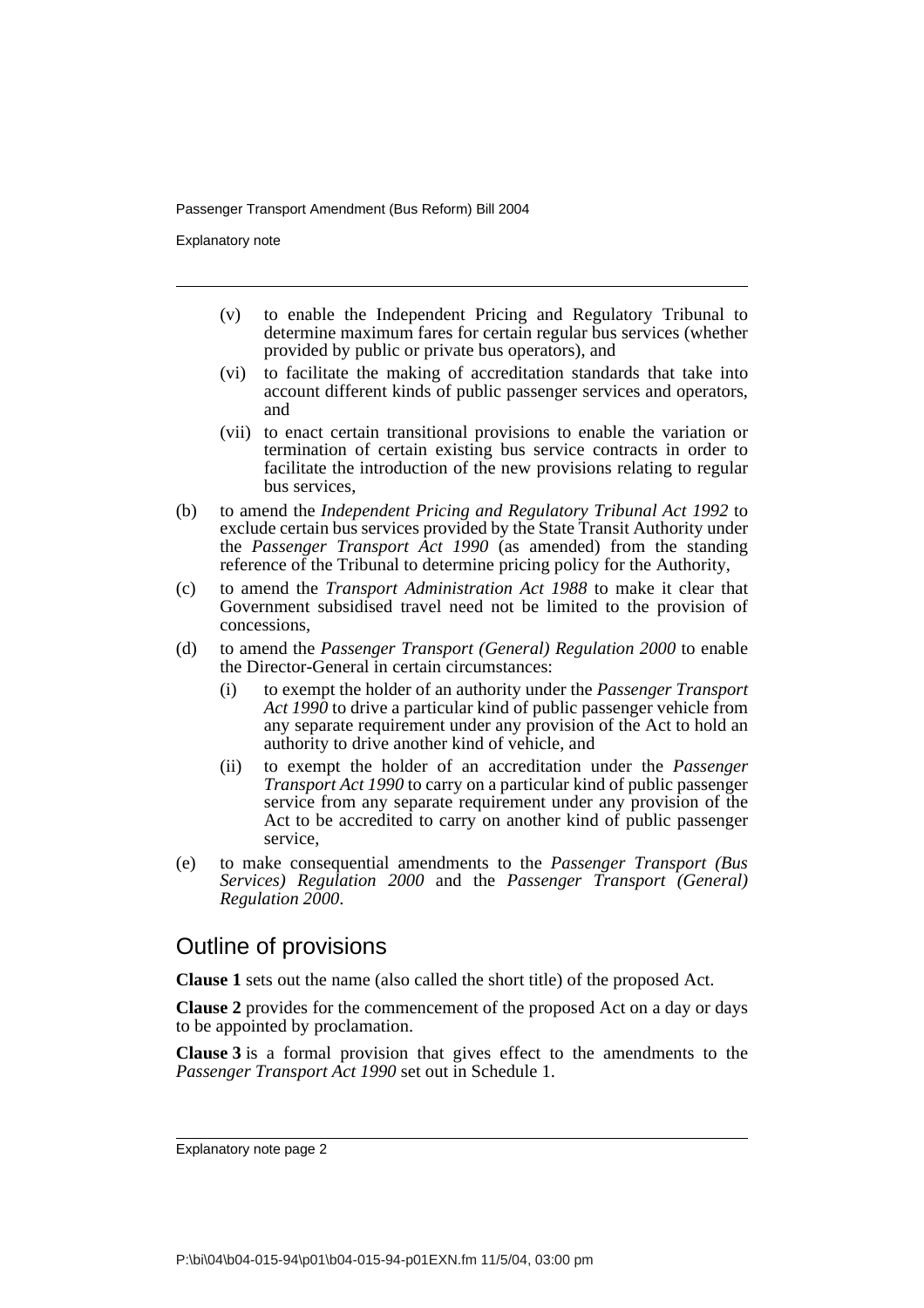- (v) to enable the Independent Pricing and Regulatory Tribunal to determine maximum fares for certain regular bus services (whether provided by public or private bus operators), and
- (vi) to facilitate the making of accreditation standards that take into account different kinds of public passenger services and operators, and
- (vii) to enact certain transitional provisions to enable the variation or termination of certain existing bus service contracts in order to facilitate the introduction of the new provisions relating to regular bus services,

(b) to amend the *Independent Pricing and Regulatory Tribunal Act 1992* to exclude certain bus services provided by the State Transit Authority under the *Passenger Transport Act 1990* (as amended) from the standing reference of the Tribunal to determine pricing policy for the Authority,

(c) to amend the *Transport Administration Act 1988* to make it clear that Government subsidised travel need not be limited to the provision of concessions,

(d) to amend the *Passenger Transport (General) Regulation 2000* to enable the Director-General in certain circumstances:

- (i) to exempt the holder of an authority under the *Passenger Transport Act 1990* to drive a particular kind of public passenger vehicle from any separate requirement under any provision of the Act to hold an authority to drive another kind of vehicle, and
- (ii) to exempt the holder of an accreditation under the *Passenger Transport Act 1990* to carry on a particular kind of public passenger service from any separate requirement under any provision of the Act to be accredited to carry on another kind of public passenger service,

(e) to make consequential amendments to the *Passenger Transport (Bus Services) Regulation 2000* and the *Passenger Transport (General) Regulation 2000*.

## Outline of provisions

**Clause 1** sets out the name (also called the short title) of the proposed Act.

**Clause 2** provides for the commencement of the proposed Act on a day or days to be appointed by proclamation.

**Clause 3** is a formal provision that gives effect to the amendments to the *Passenger Transport Act 1990* set out in Schedule 1.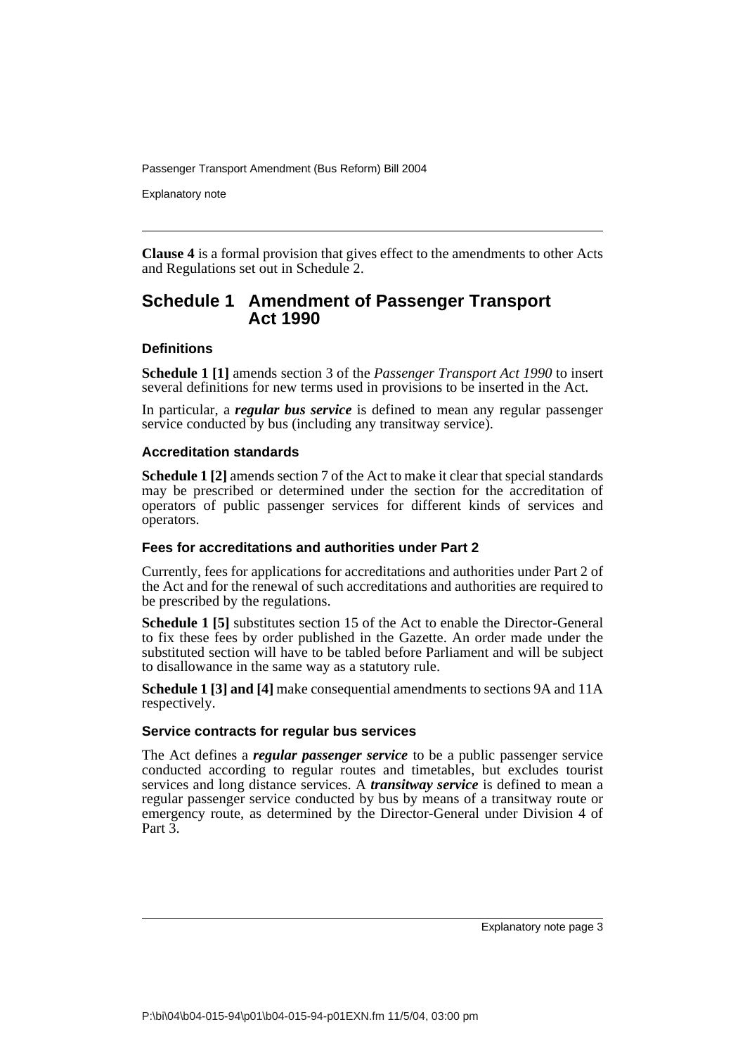**Clause 4** is a formal provision that gives effect to the amendments to other Acts and Regulations set out in Schedule 2.

## Schedule 1 Amendment of Passenger Transport Act 1990

### Definitions

**Schedule 1 [1]** amends section 3 of the *Passenger Transport Act 1990* to insert several definitions for new terms used in provisions to be inserted in the Act.

In particular, a ***regular bus service*** is defined to mean any regular passenger service conducted by bus (including any transitway service).

### Accreditation standards

**Schedule 1 [2]** amends section 7 of the Act to make it clear that special standards may be prescribed or determined under the section for the accreditation of operators of public passenger services for different kinds of services and operators.

### Fees for accreditations and authorities under Part 2

Currently, fees for applications for accreditations and authorities under Part 2 of the Act and for the renewal of such accreditations and authorities are required to be prescribed by the regulations.

**Schedule 1 [5]** substitutes section 15 of the Act to enable the Director-General to fix these fees by order published in the Gazette. An order made under the substituted section will have to be tabled before Parliament and will be subject to disallowance in the same way as a statutory rule.

**Schedule 1 [3] and [4]** make consequential amendments to sections 9A and 11A respectively.

### Service contracts for regular bus services

The Act defines a ***regular passenger service*** to be a public passenger service conducted according to regular routes and timetables, but excludes tourist services and long distance services. A ***transitway service*** is defined to mean a regular passenger service conducted by bus by means of a transitway route or emergency route, as determined by the Director-General under Division 4 of Part 3.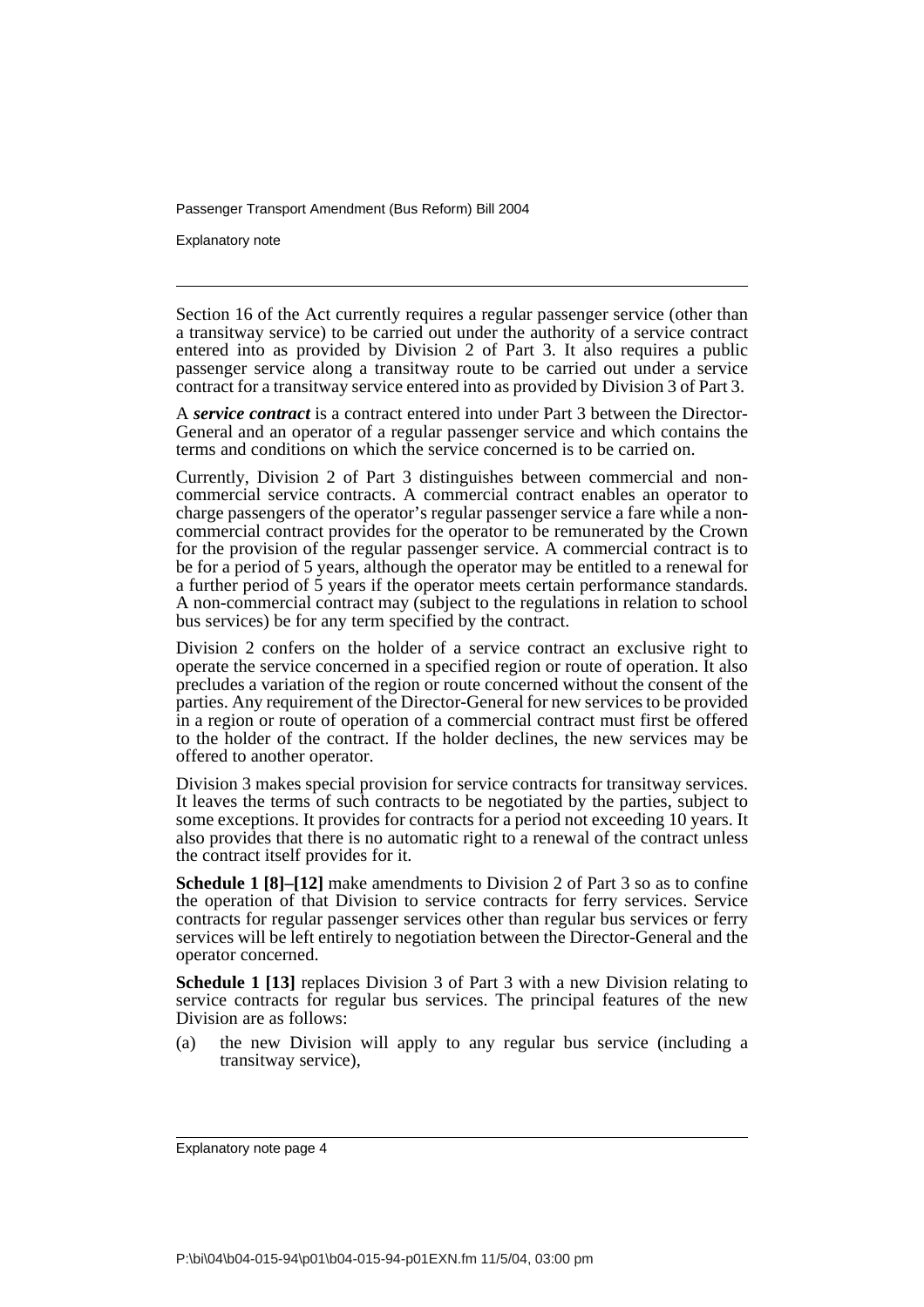Section 16 of the Act currently requires a regular passenger service (other than a transitway service) to be carried out under the authority of a service contract entered into as provided by Division 2 of Part 3. It also requires a public passenger service along a transitway route to be carried out under a service contract for a transitway service entered into as provided by Division 3 of Part 3.

A ***service contract*** is a contract entered into under Part 3 between the Director-General and an operator of a regular passenger service and which contains the terms and conditions on which the service concerned is to be carried on.

Currently, Division 2 of Part 3 distinguishes between commercial and non-commercial service contracts. A commercial contract enables an operator to charge passengers of the operator's regular passenger service a fare while a non-commercial contract provides for the operator to be remunerated by the Crown for the provision of the regular passenger service. A commercial contract is to be for a period of 5 years, although the operator may be entitled to a renewal for a further period of 5 years if the operator meets certain performance standards. A non-commercial contract may (subject to the regulations in relation to school bus services) be for any term specified by the contract.

Division 2 confers on the holder of a service contract an exclusive right to operate the service concerned in a specified region or route of operation. It also precludes a variation of the region or route concerned without the consent of the parties. Any requirement of the Director-General for new services to be provided in a region or route of operation of a commercial contract must first be offered to the holder of the contract. If the holder declines, the new services may be offered to another operator.

Division 3 makes special provision for service contracts for transitway services. It leaves the terms of such contracts to be negotiated by the parties, subject to some exceptions. It provides for contracts for a period not exceeding 10 years. It also provides that there is no automatic right to a renewal of the contract unless the contract itself provides for it.

**Schedule 1 [8]–[12]** make amendments to Division 2 of Part 3 so as to confine the operation of that Division to service contracts for ferry services. Service contracts for regular passenger services other than regular bus services or ferry services will be left entirely to negotiation between the Director-General and the operator concerned.

**Schedule 1 [13]** replaces Division 3 of Part 3 with a new Division relating to service contracts for regular bus services. The principal features of the new Division are as follows:

(a) the new Division will apply to any regular bus service (including a transitway service),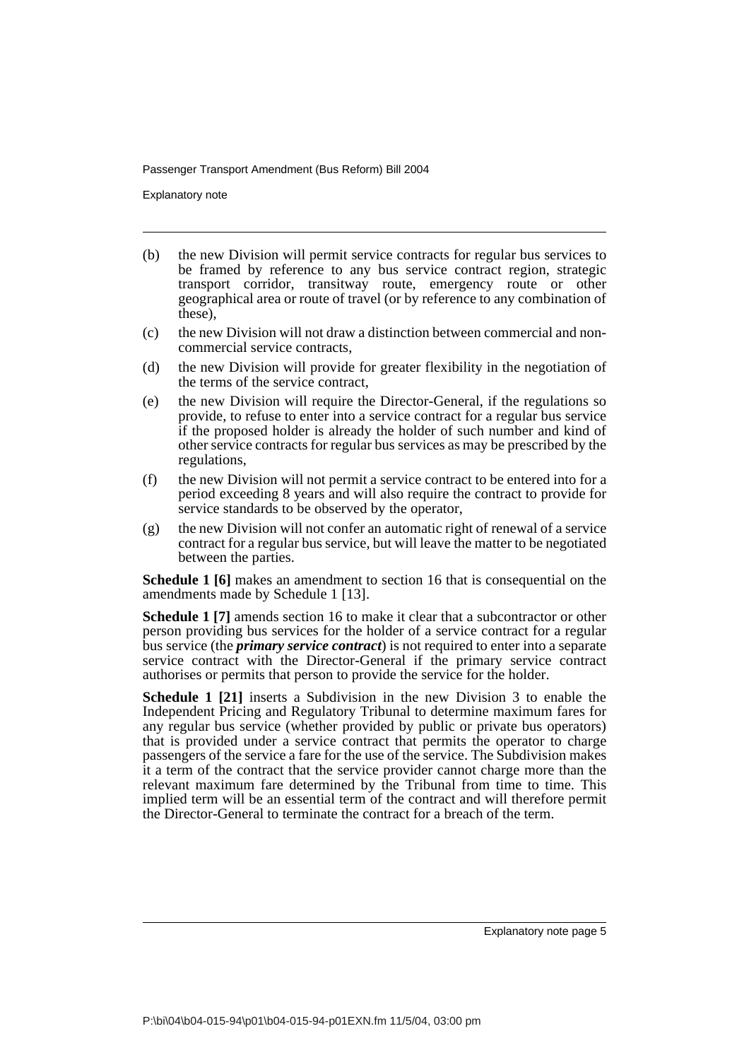(b) the new Division will permit service contracts for regular bus services to be framed by reference to any bus service contract region, strategic transport corridor, transitway route, emergency route or other geographical area or route of travel (or by reference to any combination of these),

(c) the new Division will not draw a distinction between commercial and non-commercial service contracts,

(d) the new Division will provide for greater flexibility in the negotiation of the terms of the service contract,

(e) the new Division will require the Director-General, if the regulations so provide, to refuse to enter into a service contract for a regular bus service if the proposed holder is already the holder of such number and kind of other service contracts for regular bus services as may be prescribed by the regulations,

(f) the new Division will not permit a service contract to be entered into for a period exceeding 8 years and will also require the contract to provide for service standards to be observed by the operator,

(g) the new Division will not confer an automatic right of renewal of a service contract for a regular bus service, but will leave the matter to be negotiated between the parties.

**Schedule 1 [6]** makes an amendment to section 16 that is consequential on the amendments made by Schedule 1 [13].

**Schedule 1 [7]** amends section 16 to make it clear that a subcontractor or other person providing bus services for the holder of a service contract for a regular bus service (the ***primary service contract***) is not required to enter into a separate service contract with the Director-General if the primary service contract authorises or permits that person to provide the service for the holder.

**Schedule 1 [21]** inserts a Subdivision in the new Division 3 to enable the Independent Pricing and Regulatory Tribunal to determine maximum fares for any regular bus service (whether provided by public or private bus operators) that is provided under a service contract that permits the operator to charge passengers of the service a fare for the use of the service. The Subdivision makes it a term of the contract that the service provider cannot charge more than the relevant maximum fare determined by the Tribunal from time to time. This implied term will be an essential term of the contract and will therefore permit the Director-General to terminate the contract for a breach of the term.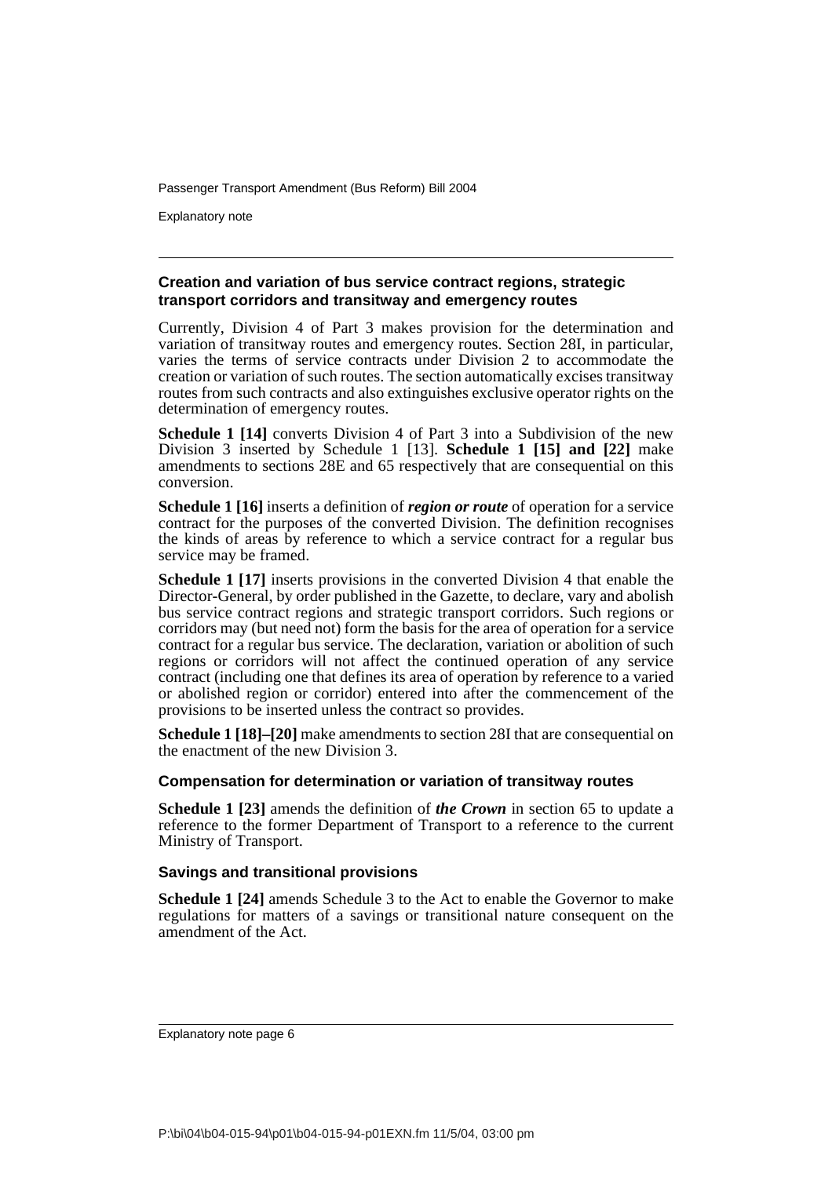### Creation and variation of bus service contract regions, strategic transport corridors and transitway and emergency routes

Currently, Division 4 of Part 3 makes provision for the determination and variation of transitway routes and emergency routes. Section 28I, in particular, varies the terms of service contracts under Division 2 to accommodate the creation or variation of such routes. The section automatically excises transitway routes from such contracts and also extinguishes exclusive operator rights on the determination of emergency routes.

**Schedule 1 [14]** converts Division 4 of Part 3 into a Subdivision of the new Division 3 inserted by Schedule 1 [13]. **Schedule 1 [15] and [22]** make amendments to sections 28E and 65 respectively that are consequential on this conversion.

**Schedule 1 [16]** inserts a definition of ***region or route*** of operation for a service contract for the purposes of the converted Division. The definition recognises the kinds of areas by reference to which a service contract for a regular bus service may be framed.

**Schedule 1 [17]** inserts provisions in the converted Division 4 that enable the Director-General, by order published in the Gazette, to declare, vary and abolish bus service contract regions and strategic transport corridors. Such regions or corridors may (but need not) form the basis for the area of operation for a service contract for a regular bus service. The declaration, variation or abolition of such regions or corridors will not affect the continued operation of any service contract (including one that defines its area of operation by reference to a varied or abolished region or corridor) entered into after the commencement of the provisions to be inserted unless the contract so provides.

**Schedule 1 [18]–[20]** make amendments to section 28I that are consequential on the enactment of the new Division 3.

### Compensation for determination or variation of transitway routes

**Schedule 1 [23]** amends the definition of ***the Crown*** in section 65 to update a reference to the former Department of Transport to a reference to the current Ministry of Transport.

### Savings and transitional provisions

**Schedule 1 [24]** amends Schedule 3 to the Act to enable the Governor to make regulations for matters of a savings or transitional nature consequent on the amendment of the Act.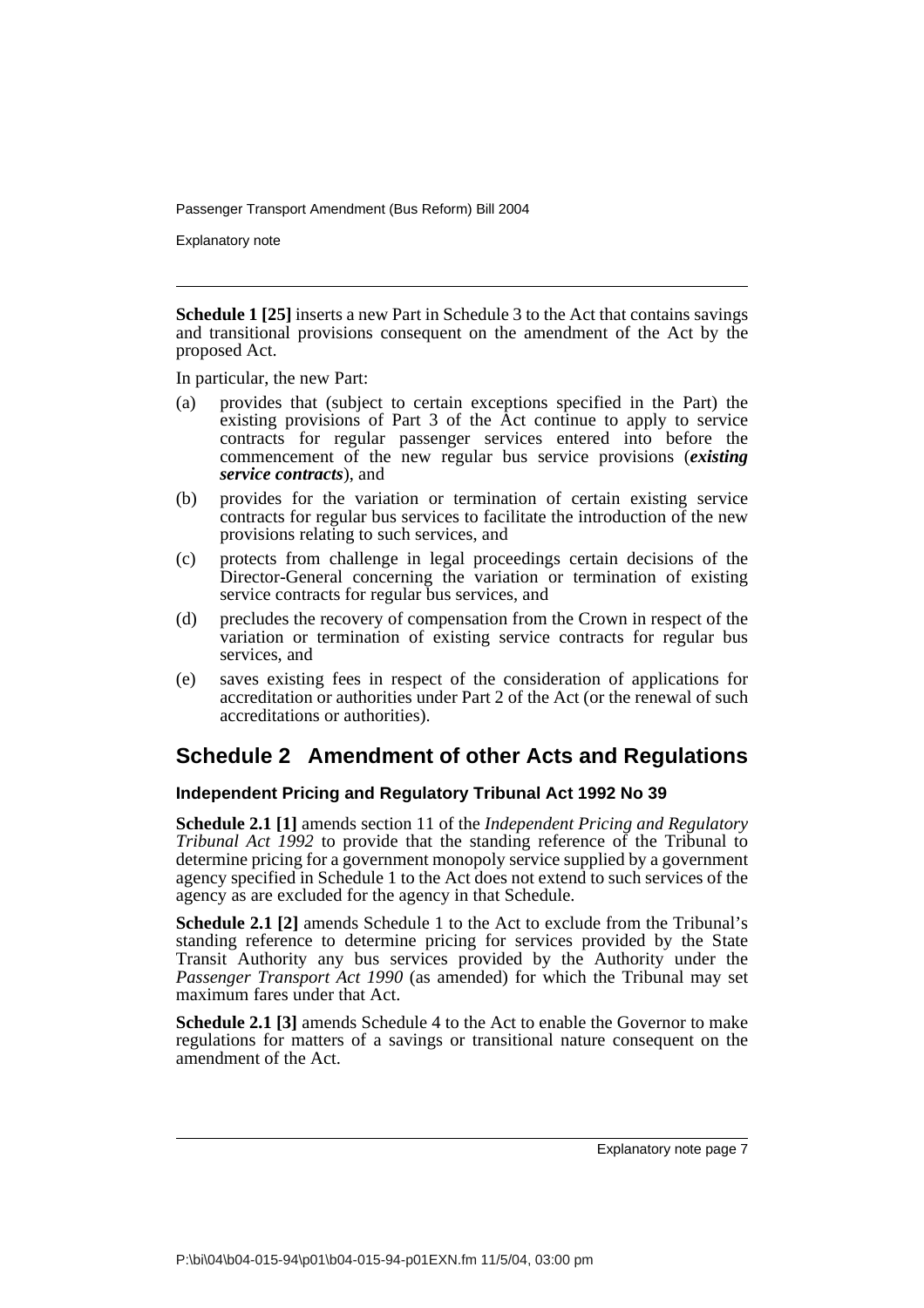**Schedule 1 [25]** inserts a new Part in Schedule 3 to the Act that contains savings and transitional provisions consequent on the amendment of the Act by the proposed Act.

In particular, the new Part:

(a) provides that (subject to certain exceptions specified in the Part) the existing provisions of Part 3 of the Act continue to apply to service contracts for regular passenger services entered into before the commencement of the new regular bus service provisions (***existing service contracts***), and

(b) provides for the variation or termination of certain existing service contracts for regular bus services to facilitate the introduction of the new provisions relating to such services, and

(c) protects from challenge in legal proceedings certain decisions of the Director-General concerning the variation or termination of existing service contracts for regular bus services, and

(d) precludes the recovery of compensation from the Crown in respect of the variation or termination of existing service contracts for regular bus services, and

(e) saves existing fees in respect of the consideration of applications for accreditation or authorities under Part 2 of the Act (or the renewal of such accreditations or authorities).

## Schedule 2 Amendment of other Acts and Regulations

### Independent Pricing and Regulatory Tribunal Act 1992 No 39

**Schedule 2.1 [1]** amends section 11 of the *Independent Pricing and Regulatory Tribunal Act 1992* to provide that the standing reference of the Tribunal to determine pricing for a government monopoly service supplied by a government agency specified in Schedule 1 to the Act does not extend to such services of the agency as are excluded for the agency in that Schedule.

**Schedule 2.1 [2]** amends Schedule 1 to the Act to exclude from the Tribunal's standing reference to determine pricing for services provided by the State Transit Authority any bus services provided by the Authority under the *Passenger Transport Act 1990* (as amended) for which the Tribunal may set maximum fares under that Act.

**Schedule 2.1 [3]** amends Schedule 4 to the Act to enable the Governor to make regulations for matters of a savings or transitional nature consequent on the amendment of the Act.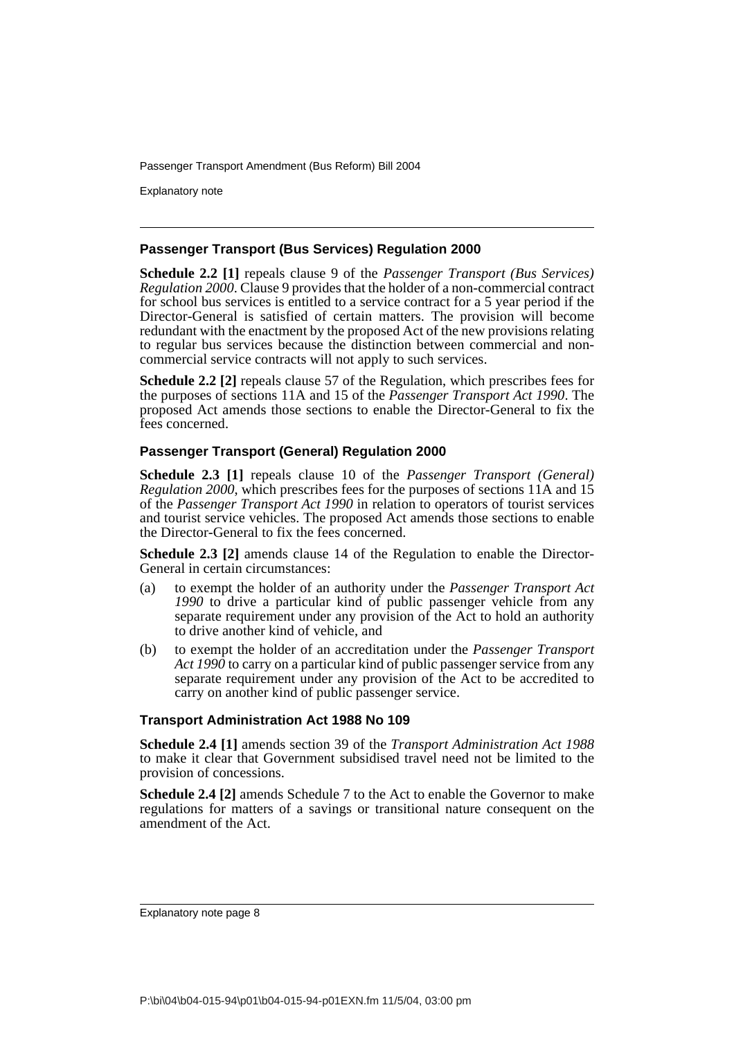### Passenger Transport (Bus Services) Regulation 2000

**Schedule 2.2 [1]** repeals clause 9 of the *Passenger Transport (Bus Services) Regulation 2000*. Clause 9 provides that the holder of a non-commercial contract for school bus services is entitled to a service contract for a 5 year period if the Director-General is satisfied of certain matters. The provision will become redundant with the enactment by the proposed Act of the new provisions relating to regular bus services because the distinction between commercial and non-commercial service contracts will not apply to such services.

**Schedule 2.2 [2]** repeals clause 57 of the Regulation, which prescribes fees for the purposes of sections 11A and 15 of the *Passenger Transport Act 1990*. The proposed Act amends those sections to enable the Director-General to fix the fees concerned.

### Passenger Transport (General) Regulation 2000

**Schedule 2.3 [1]** repeals clause 10 of the *Passenger Transport (General) Regulation 2000*, which prescribes fees for the purposes of sections 11A and 15 of the *Passenger Transport Act 1990* in relation to operators of tourist services and tourist service vehicles. The proposed Act amends those sections to enable the Director-General to fix the fees concerned.

**Schedule 2.3 [2]** amends clause 14 of the Regulation to enable the Director-General in certain circumstances:

(a) to exempt the holder of an authority under the *Passenger Transport Act 1990* to drive a particular kind of public passenger vehicle from any separate requirement under any provision of the Act to hold an authority to drive another kind of vehicle, and

(b) to exempt the holder of an accreditation under the *Passenger Transport Act 1990* to carry on a particular kind of public passenger service from any separate requirement under any provision of the Act to be accredited to carry on another kind of public passenger service.

### Transport Administration Act 1988 No 109

**Schedule 2.4 [1]** amends section 39 of the *Transport Administration Act 1988* to make it clear that Government subsidised travel need not be limited to the provision of concessions.

**Schedule 2.4 [2]** amends Schedule 7 to the Act to enable the Governor to make regulations for matters of a savings or transitional nature consequent on the amendment of the Act.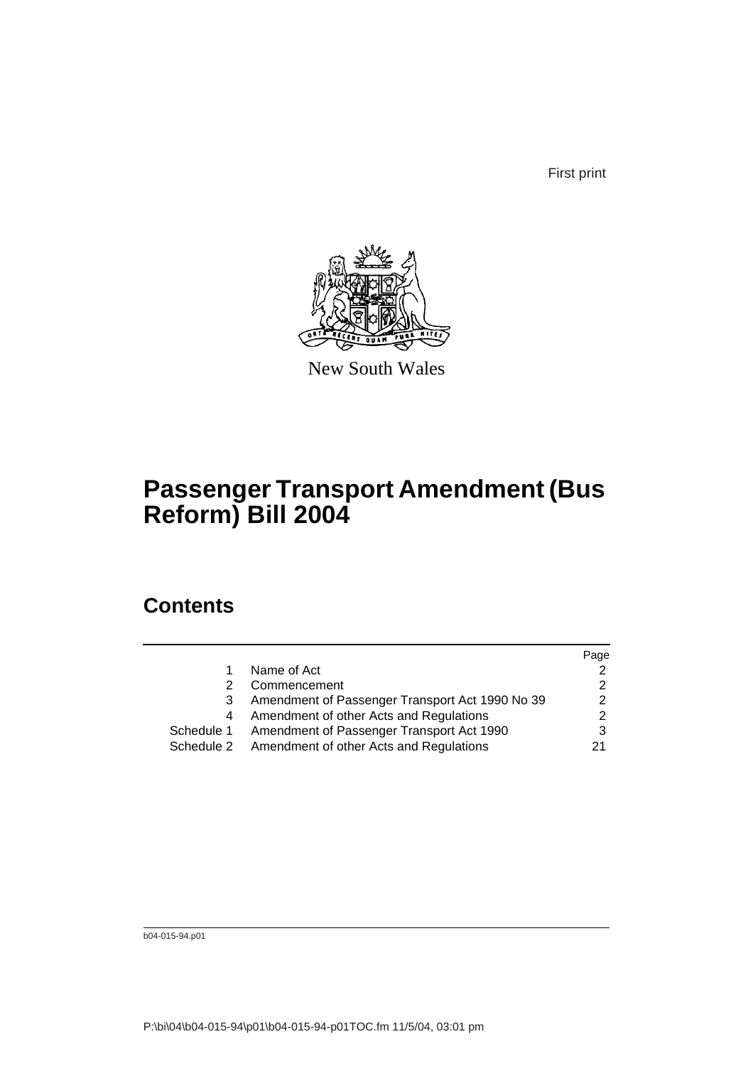First print

New South Wales

# Passenger Transport Amendment (Bus Reform) Bill 2004

## Contents

| | | Page |
|---|---|---|
| 1 | Name of Act | 2 |
| 2 | Commencement | 2 |
| 3 | Amendment of Passenger Transport Act 1990 No 39 | 2 |
| 4 | Amendment of other Acts and Regulations | 2 |
| Schedule 1 | Amendment of Passenger Transport Act 1990 | 3 |
| Schedule 2 | Amendment of other Acts and Regulations | 21 |

b04-015-94.p01

P:\bi\04\b04-015-94\p01\b04-015-94-p01TOC.fm 11/5/04, 03:01 pm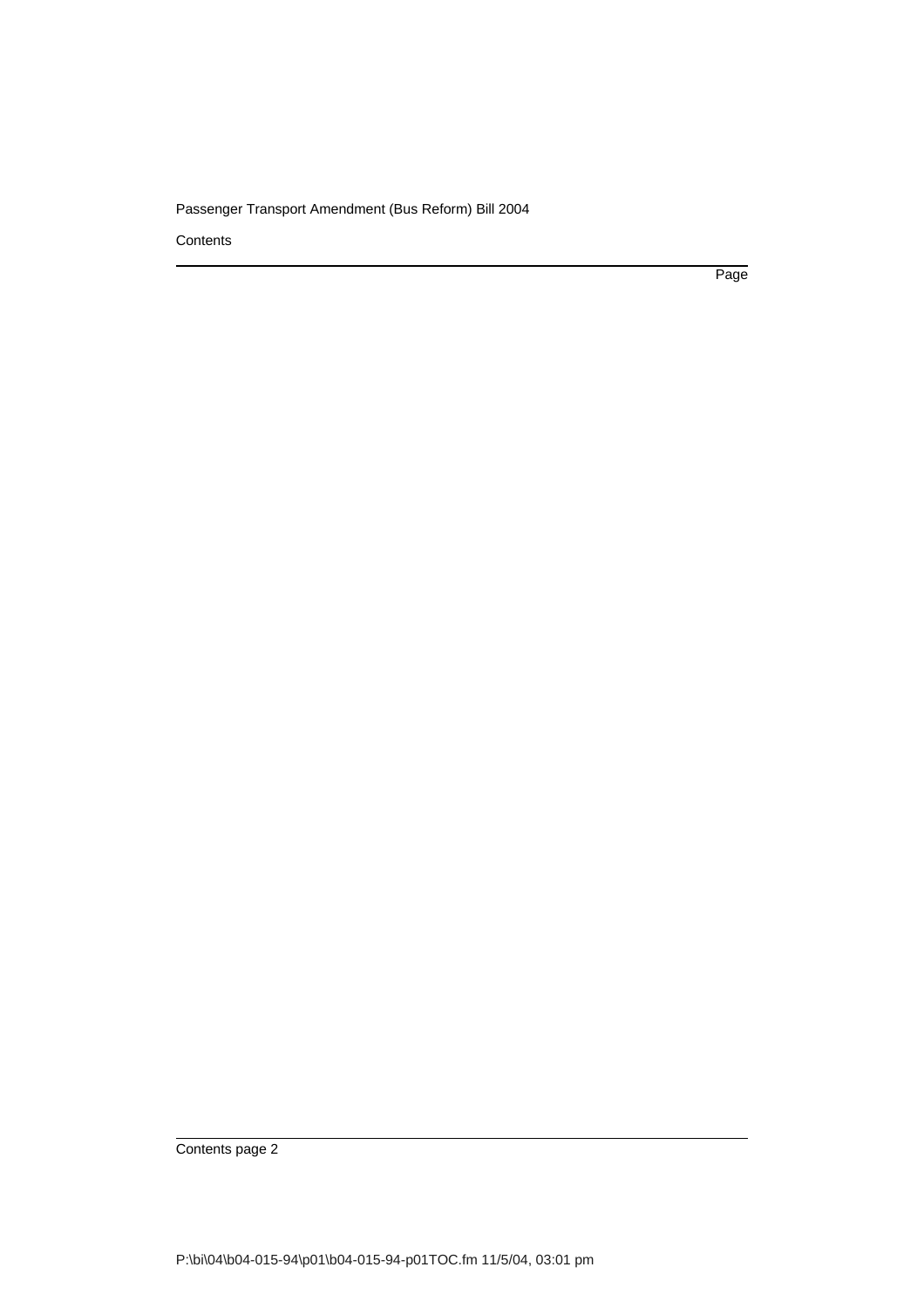Contents

Page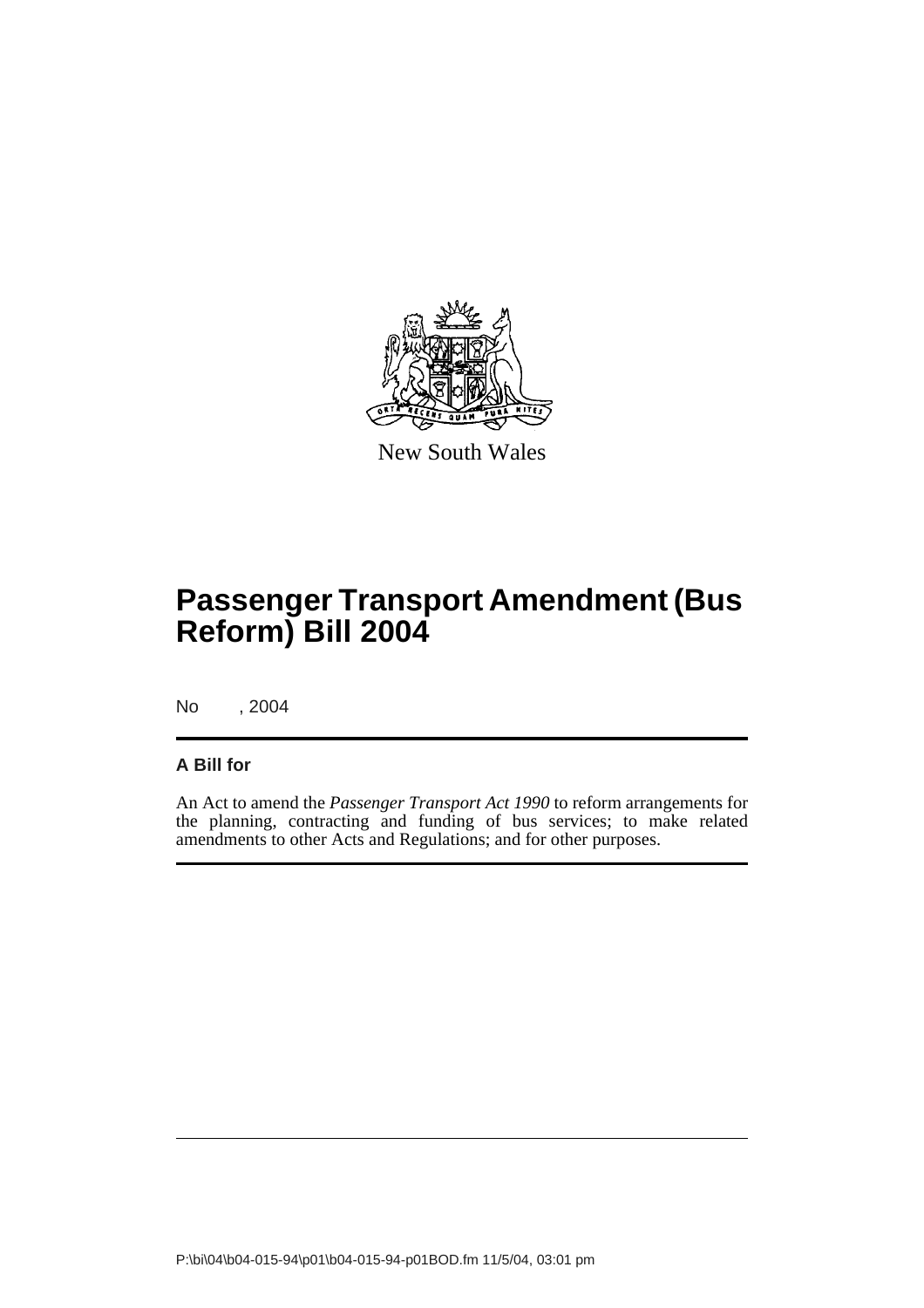New South Wales

# Passenger Transport Amendment (Bus Reform) Bill 2004

No , 2004

**A Bill for**

An Act to amend the *Passenger Transport Act 1990* to reform arrangements for the planning, contracting and funding of bus services; to make related amendments to other Acts and Regulations; and for other purposes.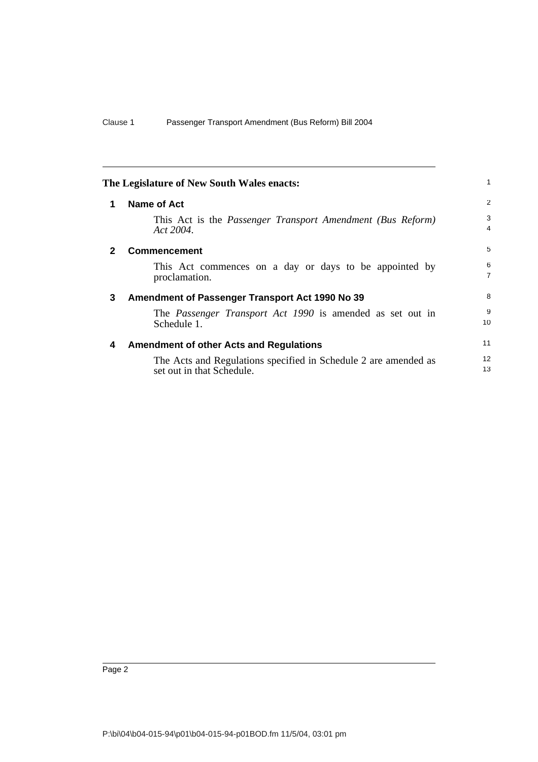**The Legislature of New South Wales enacts:**

## 1 Name of Act

This Act is the *Passenger Transport Amendment (Bus Reform) Act 2004*.

## 2 Commencement

This Act commences on a day or days to be appointed by proclamation.

## 3 Amendment of Passenger Transport Act 1990 No 39

The *Passenger Transport Act 1990* is amended as set out in Schedule 1.

## 4 Amendment of other Acts and Regulations

The Acts and Regulations specified in Schedule 2 are amended as set out in that Schedule.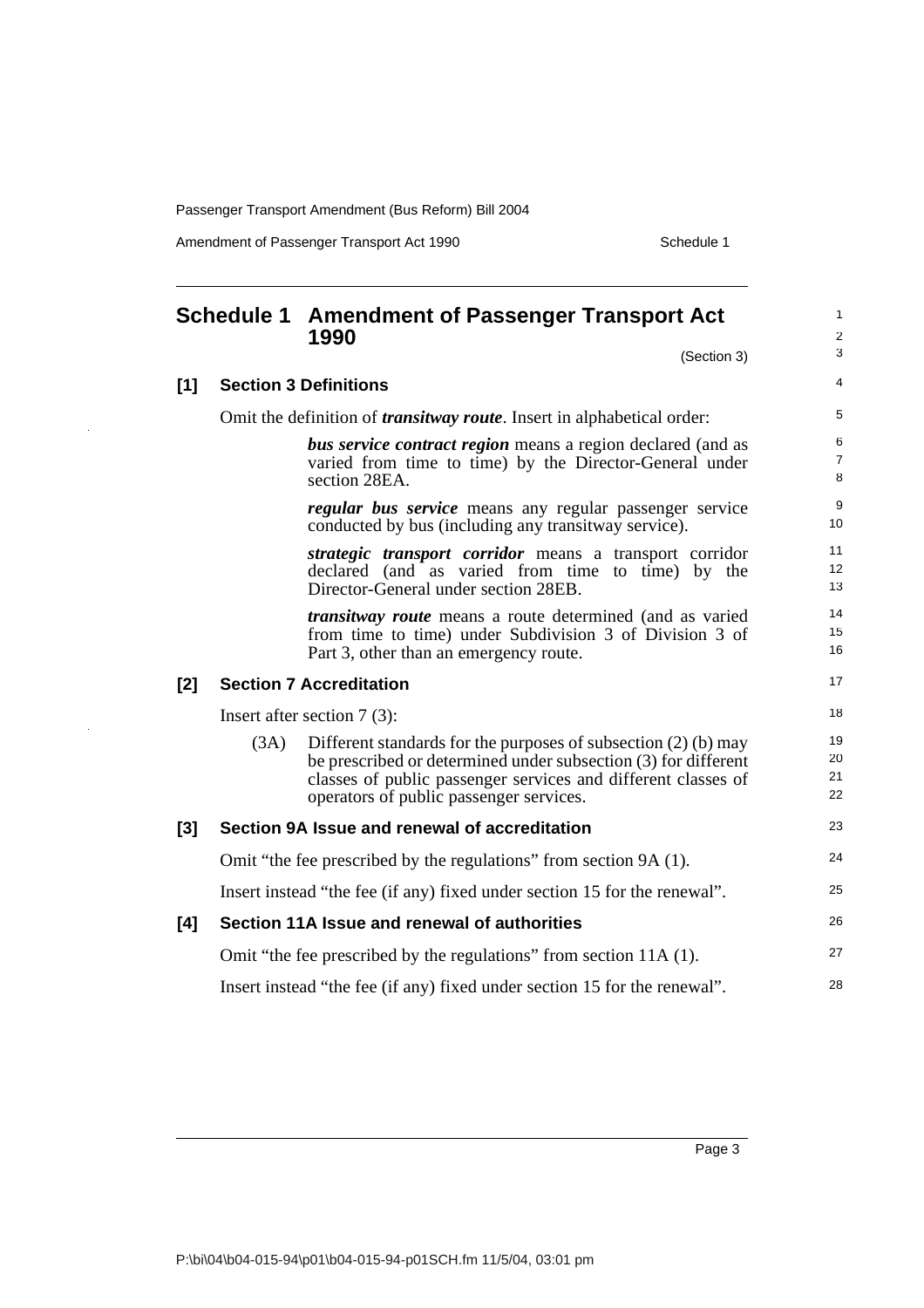## Schedule 1 Amendment of Passenger Transport Act 1990

(Section 3)

### [1] Section 3 Definitions

Omit the definition of ***transitway route***. Insert in alphabetical order:

> ***bus service contract region*** means a region declared (and as varied from time to time) by the Director-General under section 28EA.
>
> ***regular bus service*** means any regular passenger service conducted by bus (including any transitway service).
>
> ***strategic transport corridor*** means a transport corridor declared (and as varied from time to time) by the Director-General under section 28EB.
>
> ***transitway route*** means a route determined (and as varied from time to time) under Subdivision 3 of Division 3 of Part 3, other than an emergency route.

### [2] Section 7 Accreditation

Insert after section 7 (3):

> (3A) Different standards for the purposes of subsection (2) (b) may be prescribed or determined under subsection (3) for different classes of public passenger services and different classes of operators of public passenger services.

### [3] Section 9A Issue and renewal of accreditation

Omit "the fee prescribed by the regulations" from section 9A (1).

Insert instead "the fee (if any) fixed under section 15 for the renewal".

### [4] Section 11A Issue and renewal of authorities

Omit "the fee prescribed by the regulations" from section 11A (1).

Insert instead "the fee (if any) fixed under section 15 for the renewal".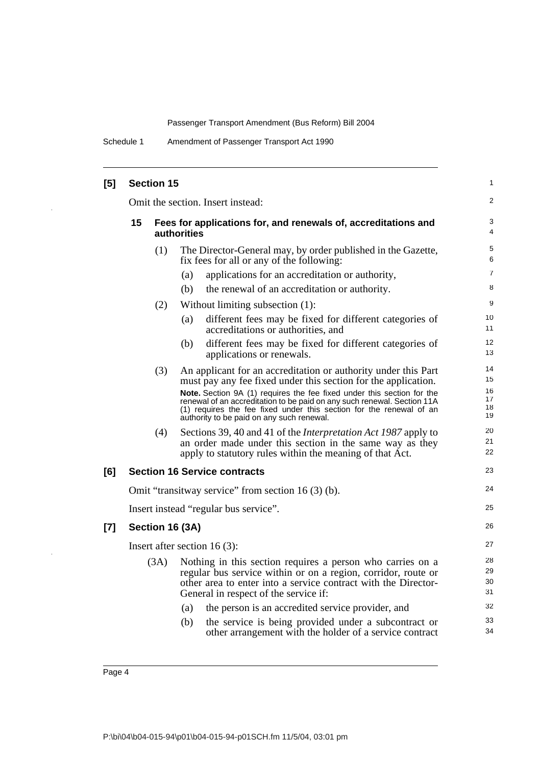**[5] Section 15**

Omit the section. Insert instead:

**15 Fees for applications for, and renewals of, accreditations and authorities**

(1) The Director-General may, by order published in the Gazette, fix fees for all or any of the following:

(a) applications for an accreditation or authority,

(b) the renewal of an accreditation or authority.

(2) Without limiting subsection (1):

(a) different fees may be fixed for different categories of accreditations or authorities, and

(b) different fees may be fixed for different categories of applications or renewals.

(3) An applicant for an accreditation or authority under this Part must pay any fee fixed under this section for the application.

**Note.** Section 9A (1) requires the fee fixed under this section for the renewal of an accreditation to be paid on any such renewal. Section 11A (1) requires the fee fixed under this section for the renewal of an authority to be paid on any such renewal.

(4) Sections 39, 40 and 41 of the *Interpretation Act 1987* apply to an order made under this section in the same way as they apply to statutory rules within the meaning of that Act.

**[6] Section 16 Service contracts**

Omit "transitway service" from section 16 (3) (b).

Insert instead "regular bus service".

**[7] Section 16 (3A)**

Insert after section 16 (3):

(3A) Nothing in this section requires a person who carries on a regular bus service within or on a region, corridor, route or other area to enter into a service contract with the Director-General in respect of the service if:

(a) the person is an accredited service provider, and

(b) the service is being provided under a subcontract or other arrangement with the holder of a service contract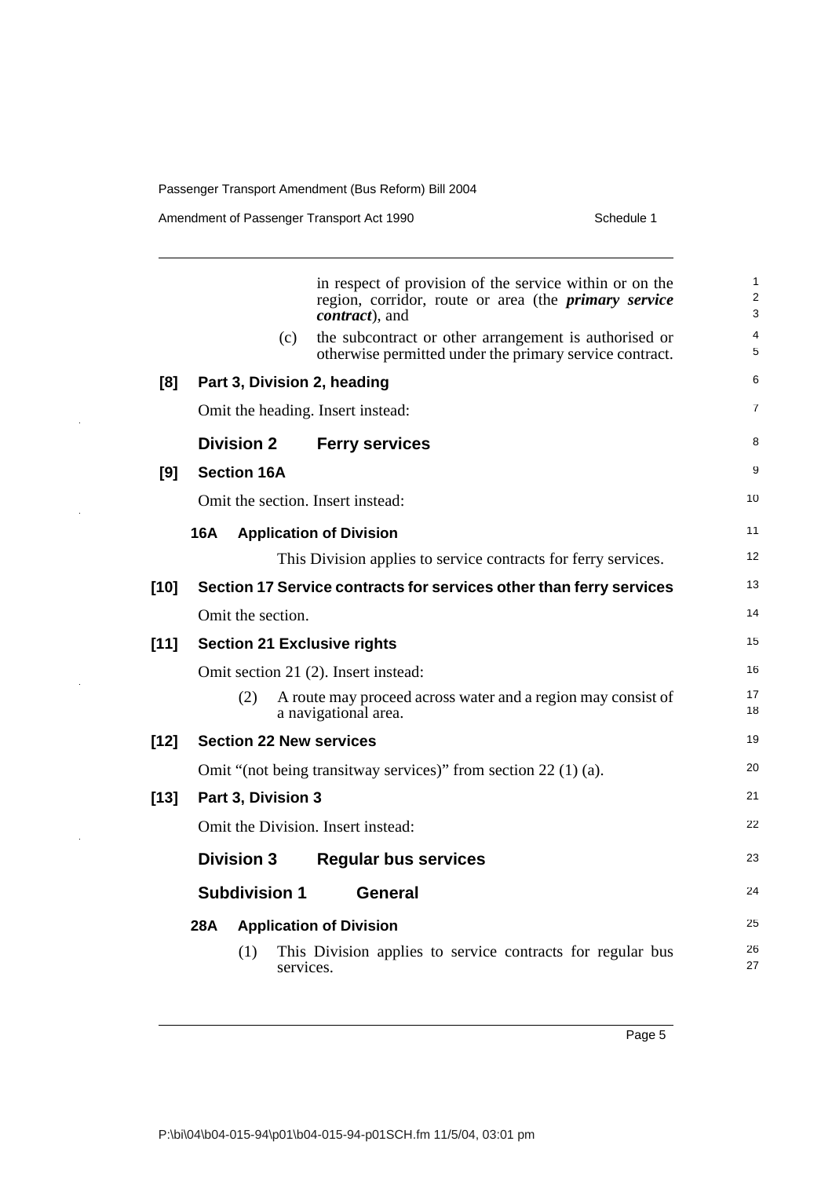in respect of provision of the service within or on the region, corridor, route or area (the ***primary service contract***), and

(c) the subcontract or other arrangement is authorised or otherwise permitted under the primary service contract.

**[8] Part 3, Division 2, heading**

Omit the heading. Insert instead:

## Division 2 Ferry services

**[9] Section 16A**

Omit the section. Insert instead:

**16A Application of Division**

This Division applies to service contracts for ferry services.

**[10] Section 17 Service contracts for services other than ferry services**

Omit the section.

**[11] Section 21 Exclusive rights**

Omit section 21 (2). Insert instead:

(2) A route may proceed across water and a region may consist of a navigational area.

**[12] Section 22 New services**

Omit "(not being transitway services)" from section 22 (1) (a).

**[13] Part 3, Division 3**

Omit the Division. Insert instead:

## Division 3 Regular bus services

### Subdivision 1 General

**28A Application of Division**

(1) This Division applies to service contracts for regular bus services.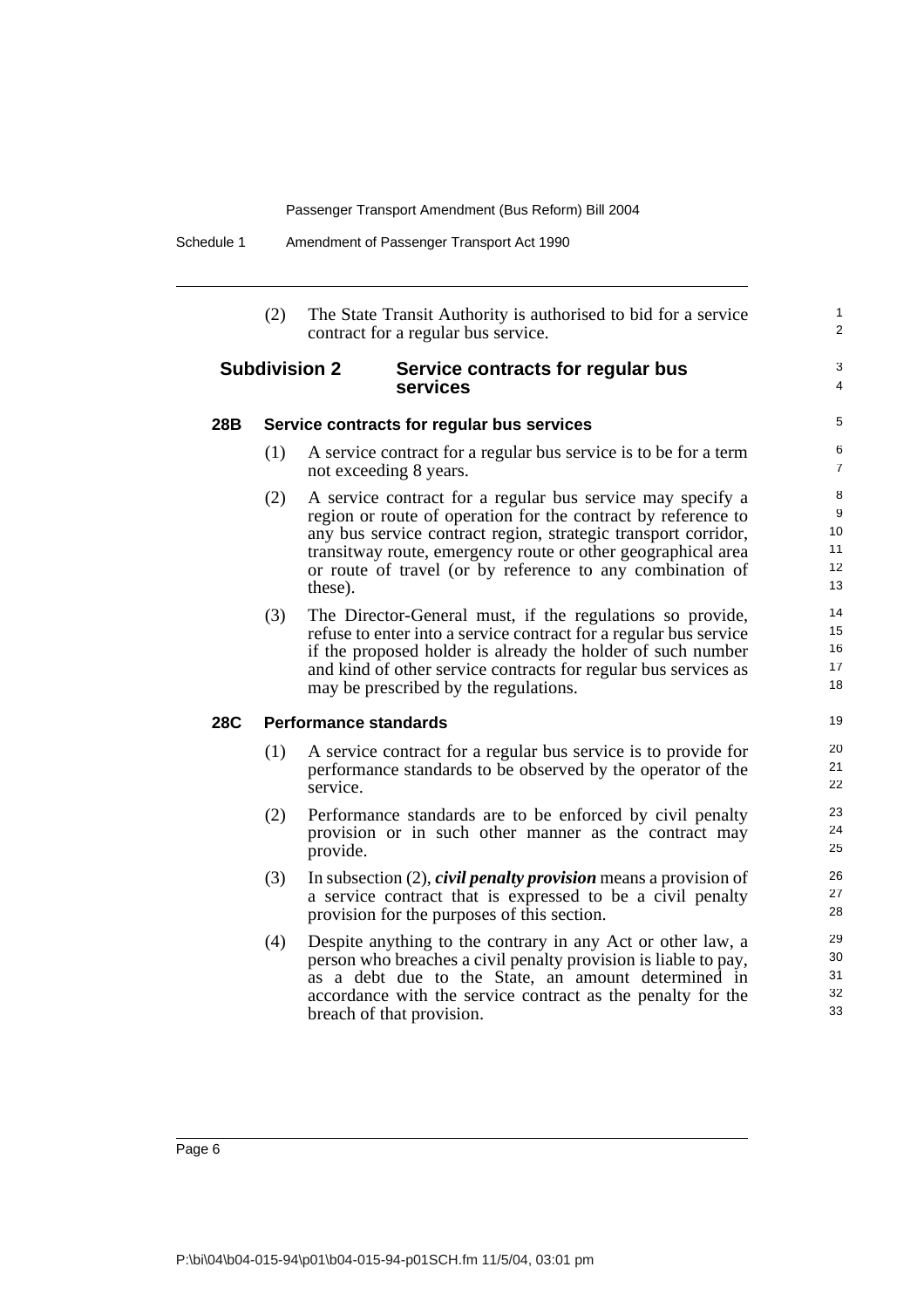(2) The State Transit Authority is authorised to bid for a service contract for a regular bus service.

### Subdivision 2 Service contracts for regular bus services

#### 28B Service contracts for regular bus services

(1) A service contract for a regular bus service is to be for a term not exceeding 8 years.

(2) A service contract for a regular bus service may specify a region or route of operation for the contract by reference to any bus service contract region, strategic transport corridor, transitway route, emergency route or other geographical area or route of travel (or by reference to any combination of these).

(3) The Director-General must, if the regulations so provide, refuse to enter into a service contract for a regular bus service if the proposed holder is already the holder of such number and kind of other service contracts for regular bus services as may be prescribed by the regulations.

#### 28C Performance standards

(1) A service contract for a regular bus service is to provide for performance standards to be observed by the operator of the service.

(2) Performance standards are to be enforced by civil penalty provision or in such other manner as the contract may provide.

(3) In subsection (2), ***civil penalty provision*** means a provision of a service contract that is expressed to be a civil penalty provision for the purposes of this section.

(4) Despite anything to the contrary in any Act or other law, a person who breaches a civil penalty provision is liable to pay, as a debt due to the State, an amount determined in accordance with the service contract as the penalty for the breach of that provision.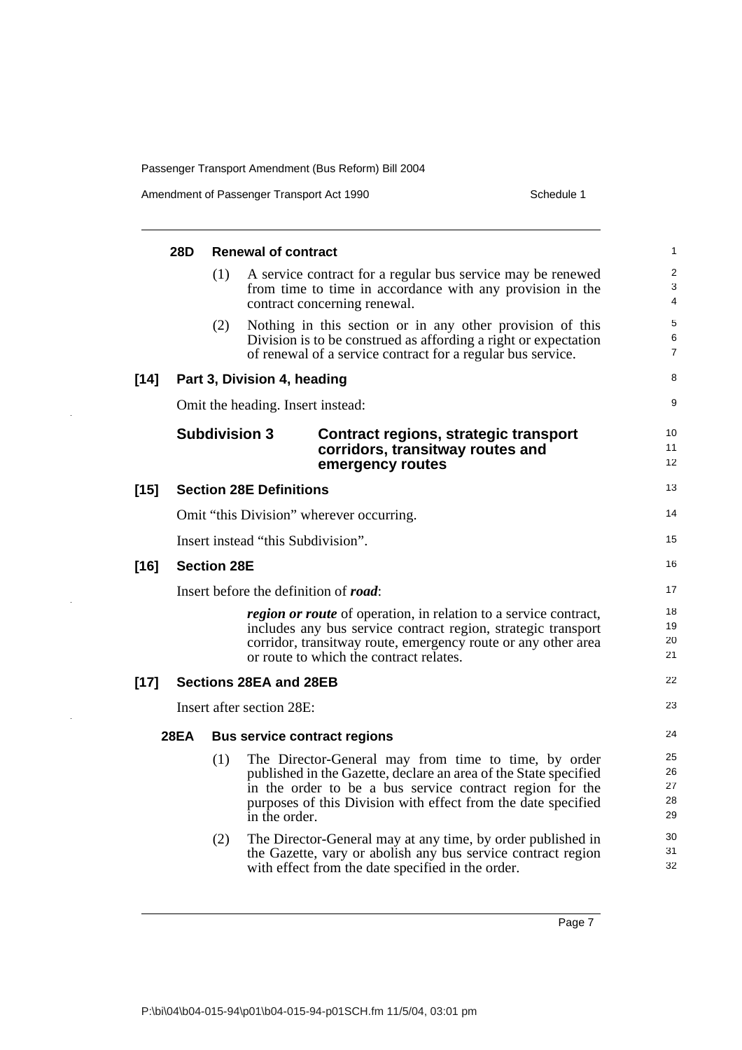**28D Renewal of contract**

(1) A service contract for a regular bus service may be renewed from time to time in accordance with any provision in the contract concerning renewal.

(2) Nothing in this section or in any other provision of this Division is to be construed as affording a right or expectation of renewal of a service contract for a regular bus service.

**[14] Part 3, Division 4, heading**

Omit the heading. Insert instead:

**Subdivision 3 Contract regions, strategic transport corridors, transitway routes and emergency routes**

**[15] Section 28E Definitions**

Omit "this Division" wherever occurring.

Insert instead "this Subdivision".

**[16] Section 28E**

Insert before the definition of ***road***:

> ***region or route*** of operation, in relation to a service contract, includes any bus service contract region, strategic transport corridor, transitway route, emergency route or any other area or route to which the contract relates.

**[17] Sections 28EA and 28EB**

Insert after section 28E:

**28EA Bus service contract regions**

(1) The Director-General may from time to time, by order published in the Gazette, declare an area of the State specified in the order to be a bus service contract region for the purposes of this Division with effect from the date specified in the order.

(2) The Director-General may at any time, by order published in the Gazette, vary or abolish any bus service contract region with effect from the date specified in the order.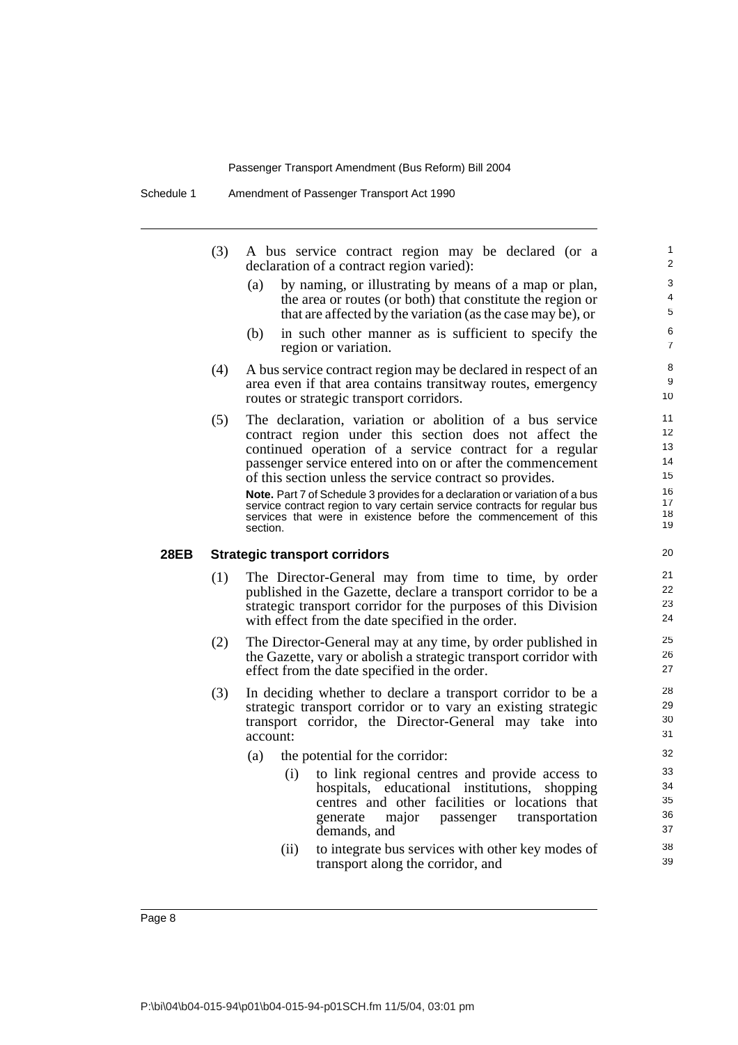(3) A bus service contract region may be declared (or a declaration of a contract region varied):

(a) by naming, or illustrating by means of a map or plan, the area or routes (or both) that constitute the region or that are affected by the variation (as the case may be), or

(b) in such other manner as is sufficient to specify the region or variation.

(4) A bus service contract region may be declared in respect of an area even if that area contains transitway routes, emergency routes or strategic transport corridors.

(5) The declaration, variation or abolition of a bus service contract region under this section does not affect the continued operation of a service contract for a regular passenger service entered into on or after the commencement of this section unless the service contract so provides.

**Note.** Part 7 of Schedule 3 provides for a declaration or variation of a bus service contract region to vary certain service contracts for regular bus services that were in existence before the commencement of this section.

### 28EB Strategic transport corridors

(1) The Director-General may from time to time, by order published in the Gazette, declare a transport corridor to be a strategic transport corridor for the purposes of this Division with effect from the date specified in the order.

(2) The Director-General may at any time, by order published in the Gazette, vary or abolish a strategic transport corridor with effect from the date specified in the order.

(3) In deciding whether to declare a transport corridor to be a strategic transport corridor or to vary an existing strategic transport corridor, the Director-General may take into account:

(a) the potential for the corridor:

(i) to link regional centres and provide access to hospitals, educational institutions, shopping centres and other facilities or locations that generate major passenger transportation demands, and

(ii) to integrate bus services with other key modes of transport along the corridor, and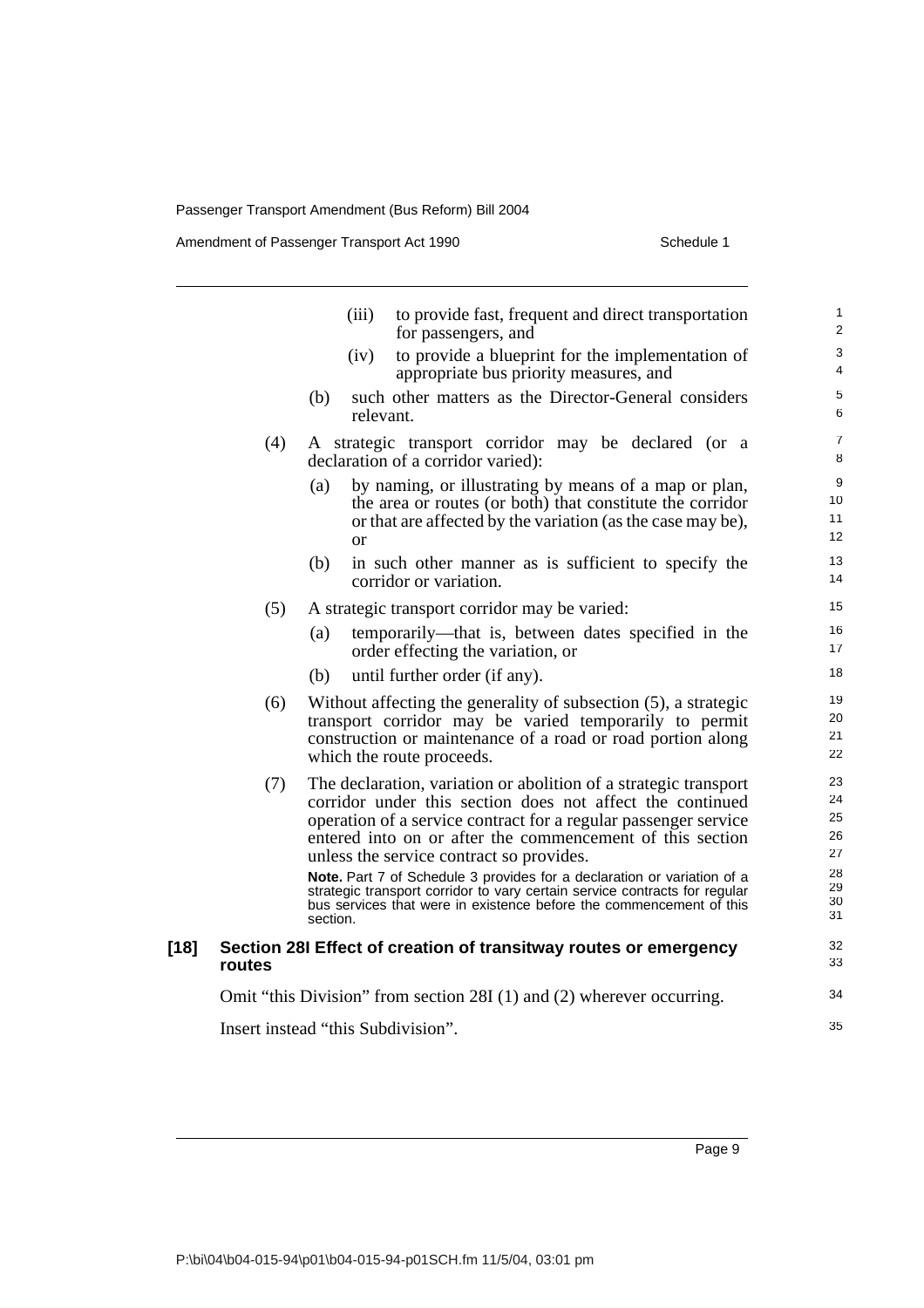(iii) to provide fast, frequent and direct transportation for passengers, and

(iv) to provide a blueprint for the implementation of appropriate bus priority measures, and

(b) such other matters as the Director-General considers relevant.

(4) A strategic transport corridor may be declared (or a declaration of a corridor varied):

(a) by naming, or illustrating by means of a map or plan, the area or routes (or both) that constitute the corridor or that are affected by the variation (as the case may be), or

(b) in such other manner as is sufficient to specify the corridor or variation.

(5) A strategic transport corridor may be varied:

(a) temporarily—that is, between dates specified in the order effecting the variation, or

(b) until further order (if any).

(6) Without affecting the generality of subsection (5), a strategic transport corridor may be varied temporarily to permit construction or maintenance of a road or road portion along which the route proceeds.

(7) The declaration, variation or abolition of a strategic transport corridor under this section does not affect the continued operation of a service contract for a regular passenger service entered into on or after the commencement of this section unless the service contract so provides.

**Note.** Part 7 of Schedule 3 provides for a declaration or variation of a strategic transport corridor to vary certain service contracts for regular bus services that were in existence before the commencement of this section.

**[18] Section 28I Effect of creation of transitway routes or emergency routes**

Omit "this Division" from section 28I (1) and (2) wherever occurring.

Insert instead "this Subdivision".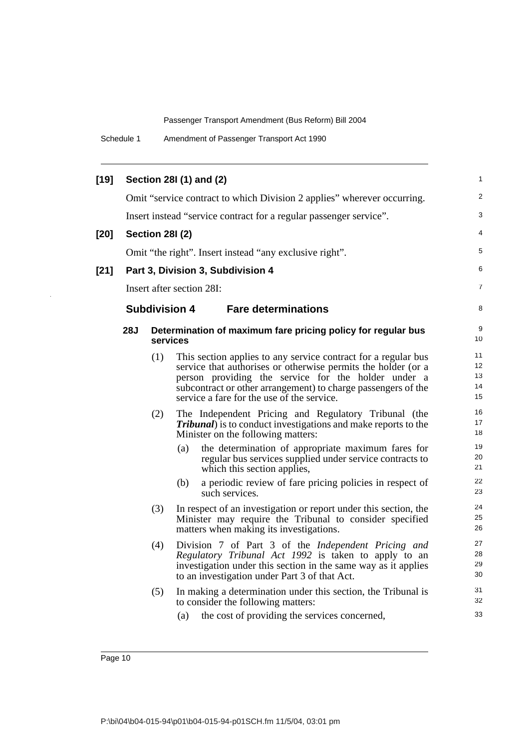**[19] Section 28I (1) and (2)**

Omit "service contract to which Division 2 applies" wherever occurring.

Insert instead "service contract for a regular passenger service".

**[20] Section 28I (2)**

Omit "the right". Insert instead "any exclusive right".

**[21] Part 3, Division 3, Subdivision 4**

Insert after section 28I:

## Subdivision 4 Fare determinations

### 28J Determination of maximum fare pricing policy for regular bus services

(1) This section applies to any service contract for a regular bus service that authorises or otherwise permits the holder (or a person providing the service for the holder under a subcontract or other arrangement) to charge passengers of the service a fare for the use of the service.

(2) The Independent Pricing and Regulatory Tribunal (the ***Tribunal***) is to conduct investigations and make reports to the Minister on the following matters:

- (a) the determination of appropriate maximum fares for regular bus services supplied under service contracts to which this section applies,
- (b) a periodic review of fare pricing policies in respect of such services.

(3) In respect of an investigation or report under this section, the Minister may require the Tribunal to consider specified matters when making its investigations.

(4) Division 7 of Part 3 of the *Independent Pricing and Regulatory Tribunal Act 1992* is taken to apply to an investigation under this section in the same way as it applies to an investigation under Part 3 of that Act.

(5) In making a determination under this section, the Tribunal is to consider the following matters:

- (a) the cost of providing the services concerned,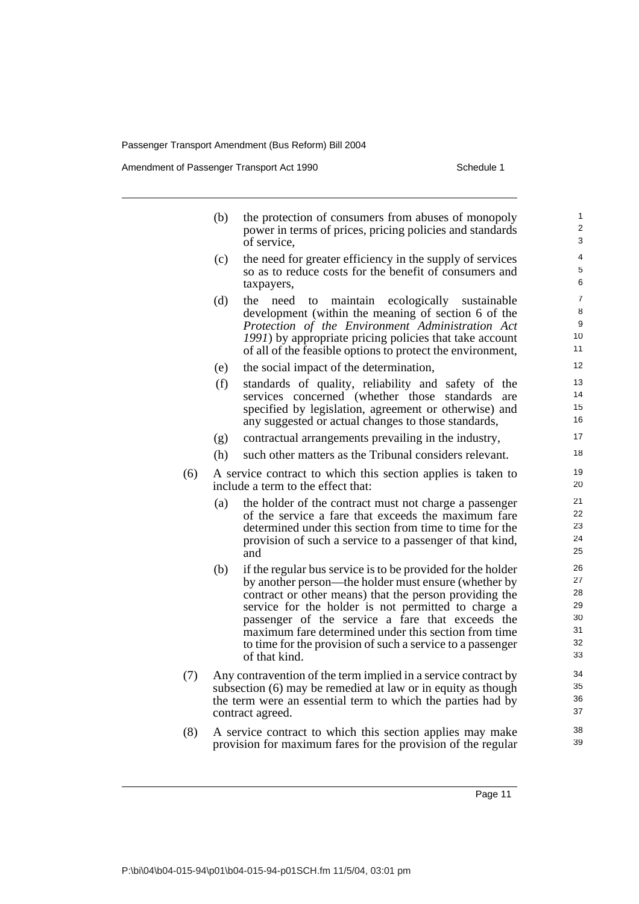(b) the protection of consumers from abuses of monopoly power in terms of prices, pricing policies and standards of service,

(c) the need for greater efficiency in the supply of services so as to reduce costs for the benefit of consumers and taxpayers,

(d) the need to maintain ecologically sustainable development (within the meaning of section 6 of the *Protection of the Environment Administration Act 1991*) by appropriate pricing policies that take account of all of the feasible options to protect the environment,

(e) the social impact of the determination,

(f) standards of quality, reliability and safety of the services concerned (whether those standards are specified by legislation, agreement or otherwise) and any suggested or actual changes to those standards,

(g) contractual arrangements prevailing in the industry,

(h) such other matters as the Tribunal considers relevant.

(6) A service contract to which this section applies is taken to include a term to the effect that:

(a) the holder of the contract must not charge a passenger of the service a fare that exceeds the maximum fare determined under this section from time to time for the provision of such a service to a passenger of that kind, and

(b) if the regular bus service is to be provided for the holder by another person—the holder must ensure (whether by contract or other means) that the person providing the service for the holder is not permitted to charge a passenger of the service a fare that exceeds the maximum fare determined under this section from time to time for the provision of such a service to a passenger of that kind.

(7) Any contravention of the term implied in a service contract by subsection (6) may be remedied at law or in equity as though the term were an essential term to which the parties had by contract agreed.

(8) A service contract to which this section applies may make provision for maximum fares for the provision of the regular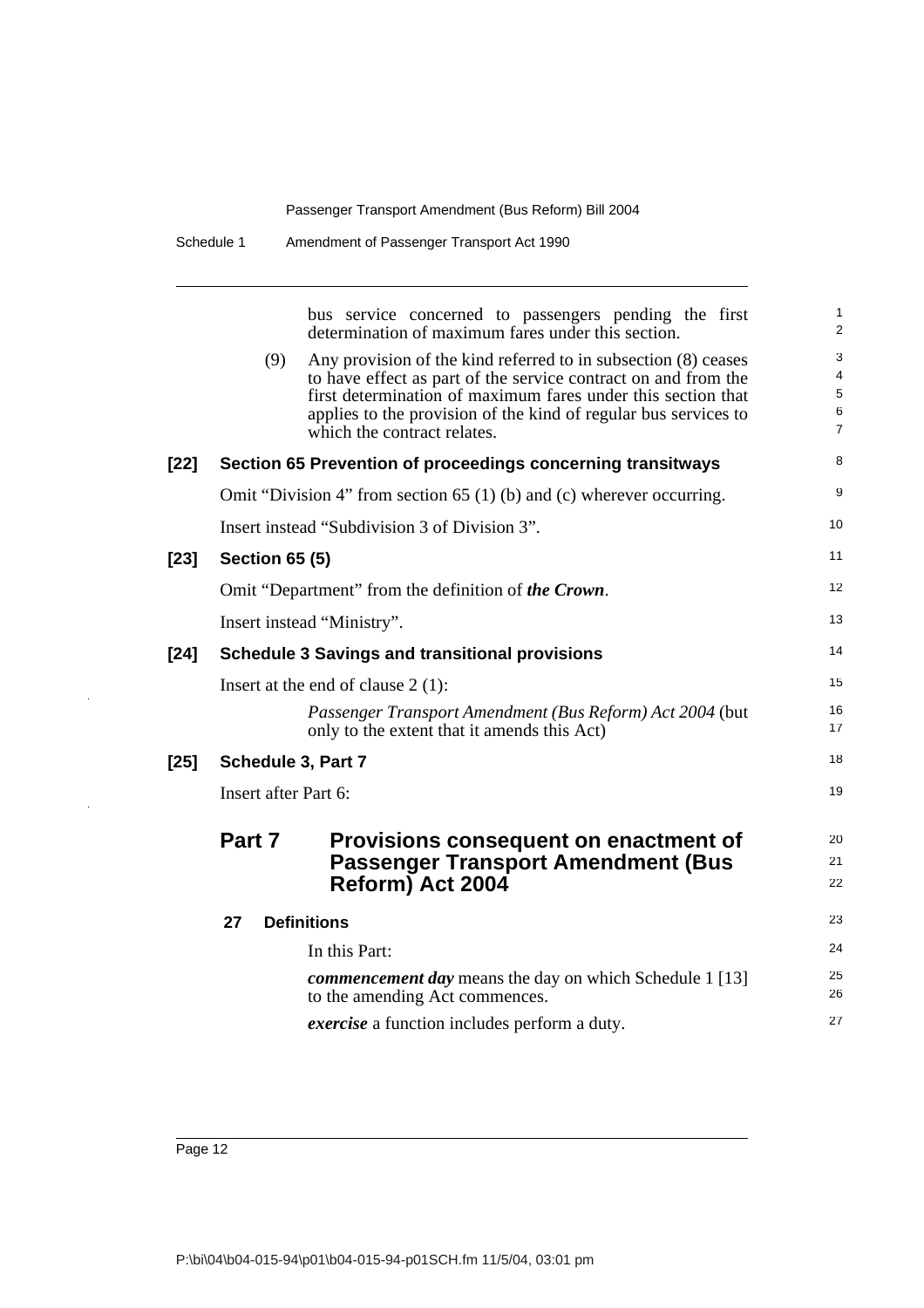bus service concerned to passengers pending the first determination of maximum fares under this section.

(9) Any provision of the kind referred to in subsection (8) ceases to have effect as part of the service contract on and from the first determination of maximum fares under this section that applies to the provision of the kind of regular bus services to which the contract relates.

**[22] Section 65 Prevention of proceedings concerning transitways**

Omit "Division 4" from section 65 (1) (b) and (c) wherever occurring.

Insert instead "Subdivision 3 of Division 3".

**[23] Section 65 (5)**

Omit "Department" from the definition of ***the Crown***.

Insert instead "Ministry".

**[24] Schedule 3 Savings and transitional provisions**

Insert at the end of clause 2 (1):

*Passenger Transport Amendment (Bus Reform) Act 2004* (but only to the extent that it amends this Act)

**[25] Schedule 3, Part 7**

Insert after Part 6:

## Part 7 Provisions consequent on enactment of Passenger Transport Amendment (Bus Reform) Act 2004

### 27 Definitions

In this Part:

***commencement day*** means the day on which Schedule 1 [13] to the amending Act commences.

***exercise*** a function includes perform a duty.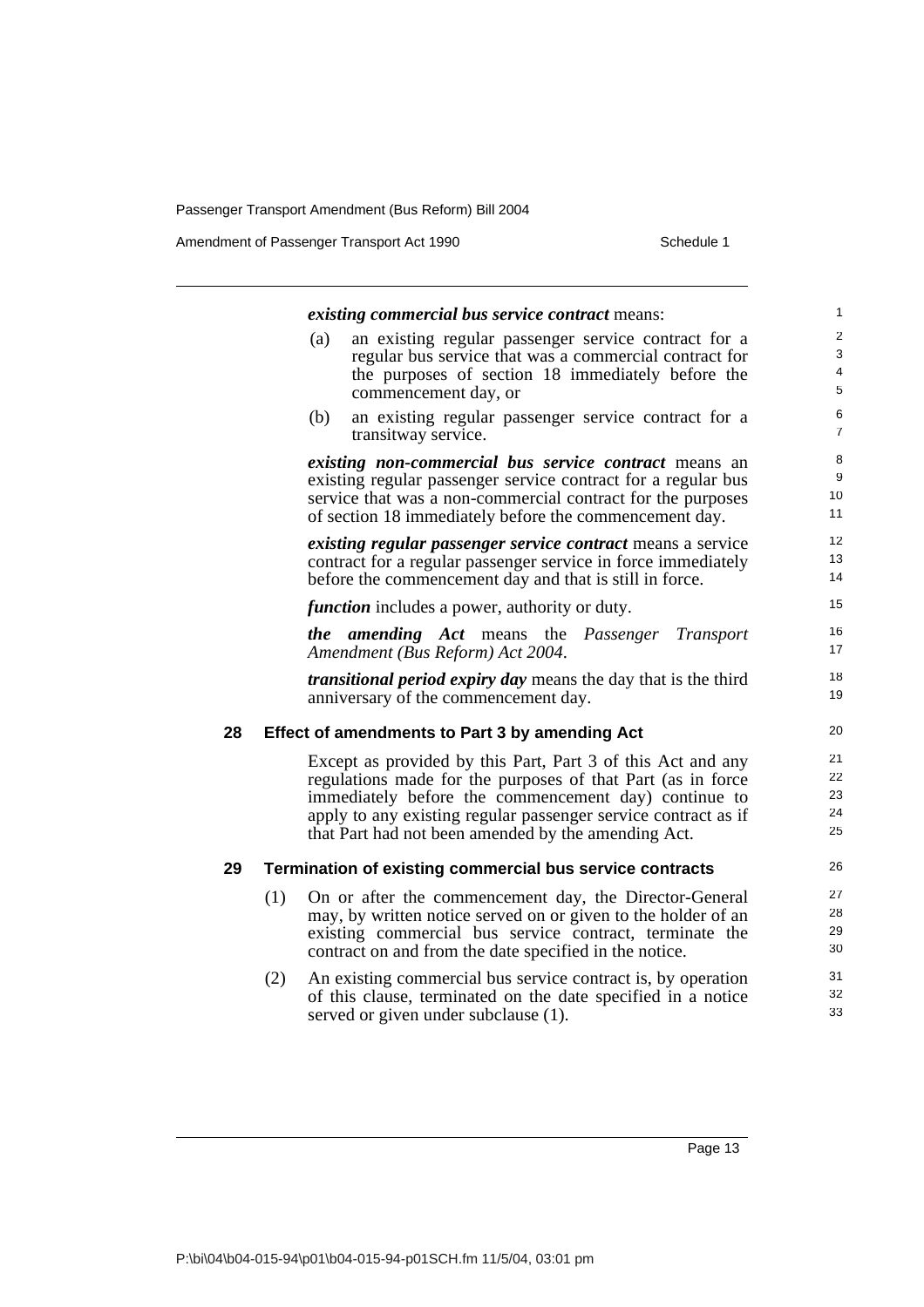***existing commercial bus service contract*** means:

(a) an existing regular passenger service contract for a regular bus service that was a commercial contract for the purposes of section 18 immediately before the commencement day, or

(b) an existing regular passenger service contract for a transitway service.

***existing non-commercial bus service contract*** means an existing regular passenger service contract for a regular bus service that was a non-commercial contract for the purposes of section 18 immediately before the commencement day.

***existing regular passenger service contract*** means a service contract for a regular passenger service in force immediately before the commencement day and that is still in force.

***function*** includes a power, authority or duty.

***the amending Act*** means the *Passenger Transport Amendment (Bus Reform) Act 2004*.

***transitional period expiry day*** means the day that is the third anniversary of the commencement day.

### 28 Effect of amendments to Part 3 by amending Act

Except as provided by this Part, Part 3 of this Act and any regulations made for the purposes of that Part (as in force immediately before the commencement day) continue to apply to any existing regular passenger service contract as if that Part had not been amended by the amending Act.

### 29 Termination of existing commercial bus service contracts

(1) On or after the commencement day, the Director-General may, by written notice served on or given to the holder of an existing commercial bus service contract, terminate the contract on and from the date specified in the notice.

(2) An existing commercial bus service contract is, by operation of this clause, terminated on the date specified in a notice served or given under subclause (1).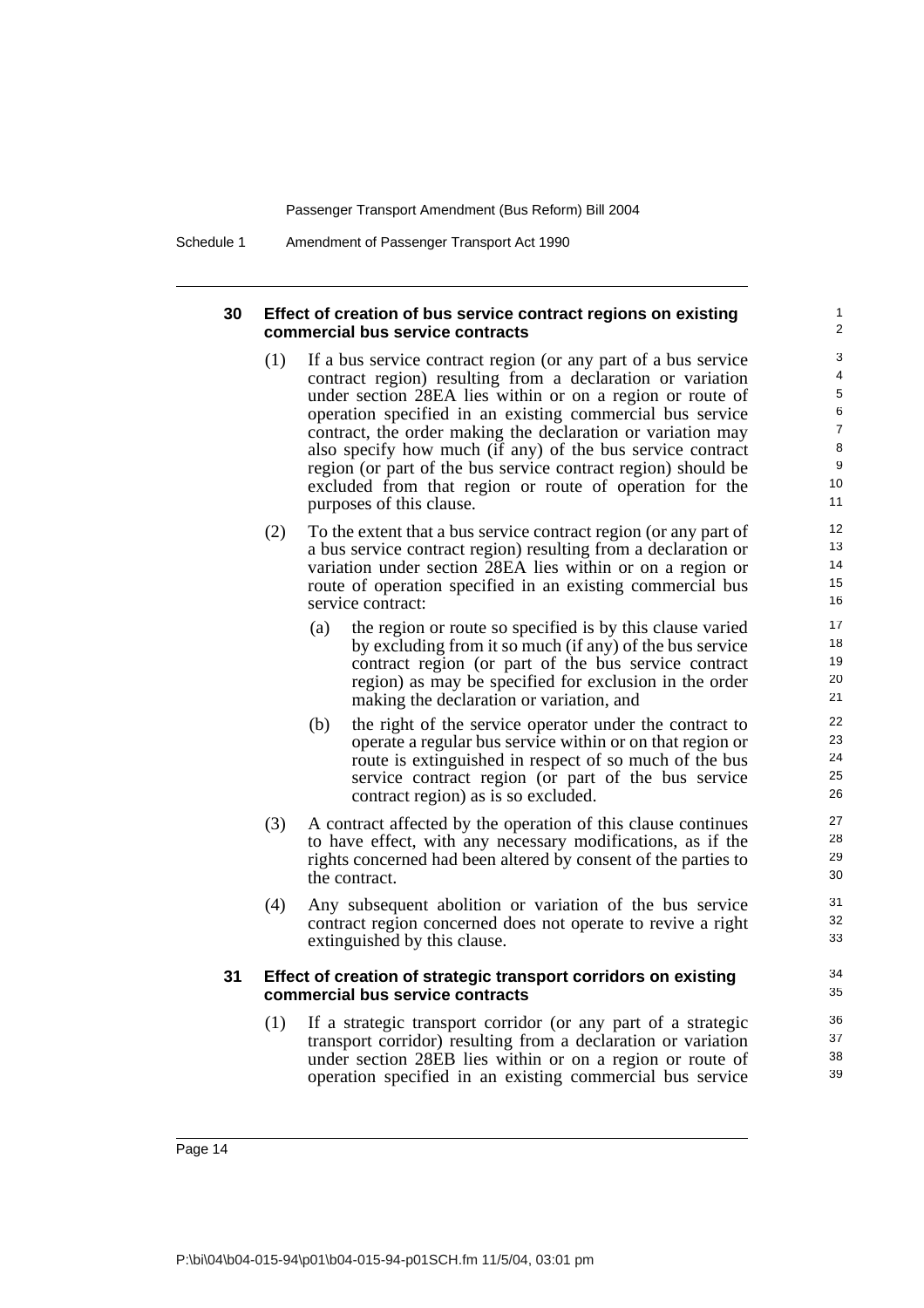### 30 Effect of creation of bus service contract regions on existing commercial bus service contracts

(1) If a bus service contract region (or any part of a bus service contract region) resulting from a declaration or variation under section 28EA lies within or on a region or route of operation specified in an existing commercial bus service contract, the order making the declaration or variation may also specify how much (if any) of the bus service contract region (or part of the bus service contract region) should be excluded from that region or route of operation for the purposes of this clause.

(2) To the extent that a bus service contract region (or any part of a bus service contract region) resulting from a declaration or variation under section 28EA lies within or on a region or route of operation specified in an existing commercial bus service contract:

(a) the region or route so specified is by this clause varied by excluding from it so much (if any) of the bus service contract region (or part of the bus service contract region) as may be specified for exclusion in the order making the declaration or variation, and

(b) the right of the service operator under the contract to operate a regular bus service within or on that region or route is extinguished in respect of so much of the bus service contract region (or part of the bus service contract region) as is so excluded.

(3) A contract affected by the operation of this clause continues to have effect, with any necessary modifications, as if the rights concerned had been altered by consent of the parties to the contract.

(4) Any subsequent abolition or variation of the bus service contract region concerned does not operate to revive a right extinguished by this clause.

### 31 Effect of creation of strategic transport corridors on existing commercial bus service contracts

(1) If a strategic transport corridor (or any part of a strategic transport corridor) resulting from a declaration or variation under section 28EB lies within or on a region or route of operation specified in an existing commercial bus service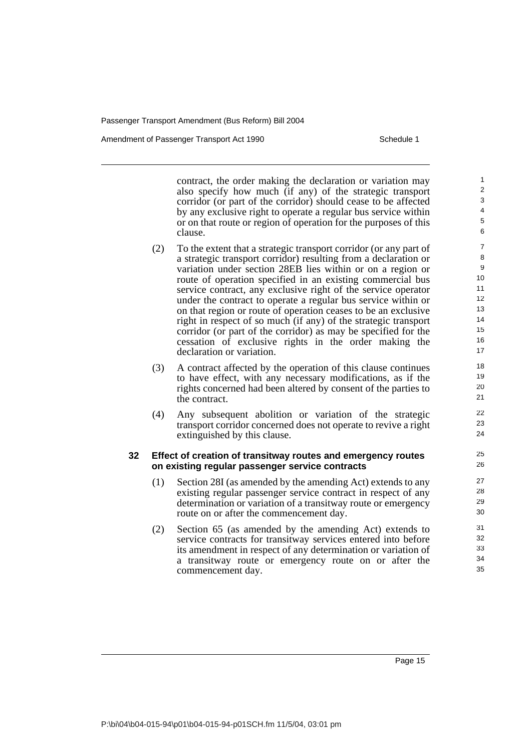contract, the order making the declaration or variation may also specify how much (if any) of the strategic transport corridor (or part of the corridor) should cease to be affected by any exclusive right to operate a regular bus service within or on that route or region of operation for the purposes of this clause.

(2) To the extent that a strategic transport corridor (or any part of a strategic transport corridor) resulting from a declaration or variation under section 28EB lies within or on a region or route of operation specified in an existing commercial bus service contract, any exclusive right of the service operator under the contract to operate a regular bus service within or on that region or route of operation ceases to be an exclusive right in respect of so much (if any) of the strategic transport corridor (or part of the corridor) as may be specified for the cessation of exclusive rights in the order making the declaration or variation.

(3) A contract affected by the operation of this clause continues to have effect, with any necessary modifications, as if the rights concerned had been altered by consent of the parties to the contract.

(4) Any subsequent abolition or variation of the strategic transport corridor concerned does not operate to revive a right extinguished by this clause.

### 32 Effect of creation of transitway routes and emergency routes on existing regular passenger service contracts

(1) Section 28I (as amended by the amending Act) extends to any existing regular passenger service contract in respect of any determination or variation of a transitway route or emergency route on or after the commencement day.

(2) Section 65 (as amended by the amending Act) extends to service contracts for transitway services entered into before its amendment in respect of any determination or variation of a transitway route or emergency route on or after the commencement day.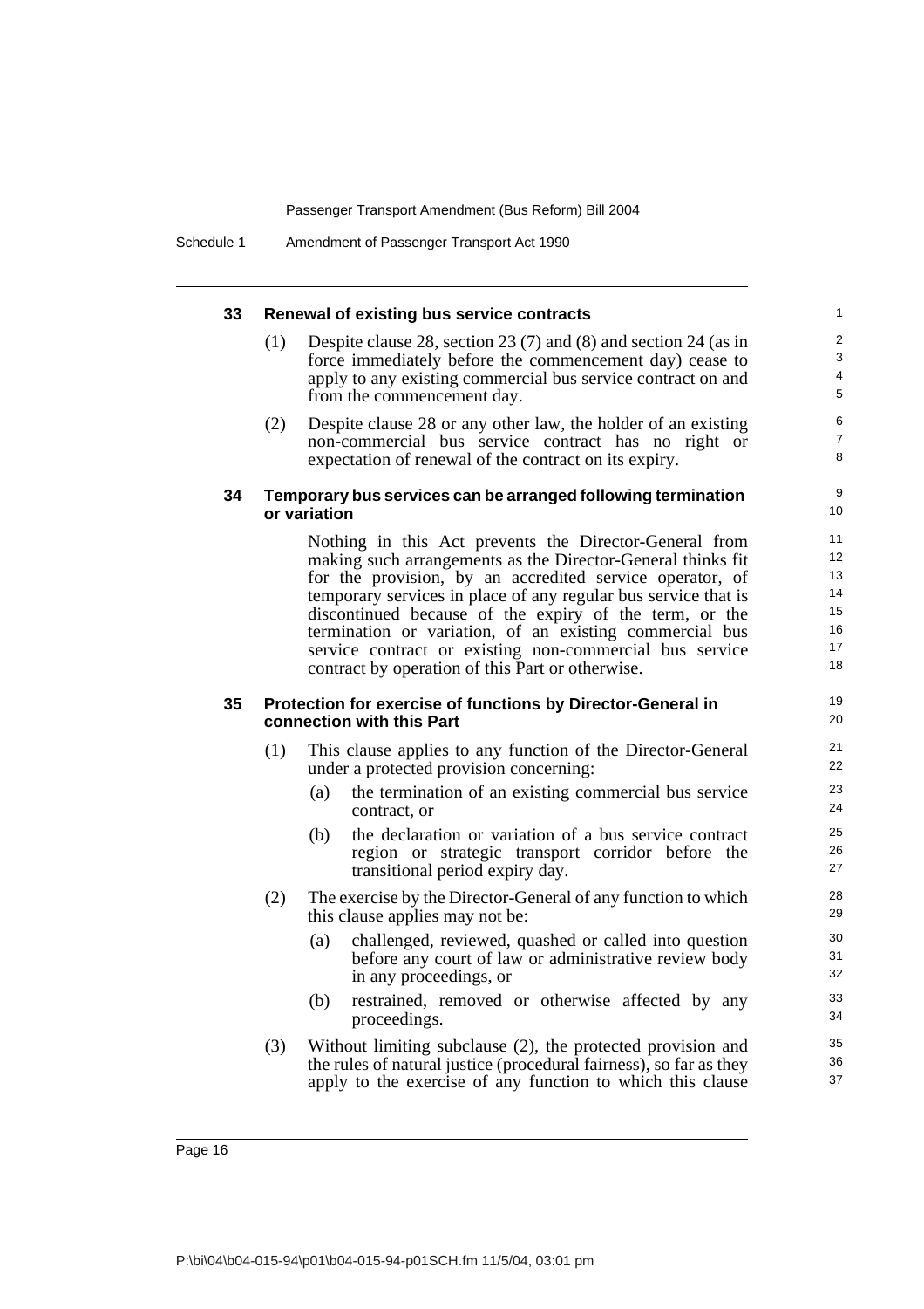### 33 Renewal of existing bus service contracts

(1) Despite clause 28, section 23 (7) and (8) and section 24 (as in force immediately before the commencement day) cease to apply to any existing commercial bus service contract on and from the commencement day.

(2) Despite clause 28 or any other law, the holder of an existing non-commercial bus service contract has no right or expectation of renewal of the contract on its expiry.

### 34 Temporary bus services can be arranged following termination or variation

Nothing in this Act prevents the Director-General from making such arrangements as the Director-General thinks fit for the provision, by an accredited service operator, of temporary services in place of any regular bus service that is discontinued because of the expiry of the term, or the termination or variation, of an existing commercial bus service contract or existing non-commercial bus service contract by operation of this Part or otherwise.

### 35 Protection for exercise of functions by Director-General in connection with this Part

(1) This clause applies to any function of the Director-General under a protected provision concerning:

- (a) the termination of an existing commercial bus service contract, or
- (b) the declaration or variation of a bus service contract region or strategic transport corridor before the transitional period expiry day.

(2) The exercise by the Director-General of any function to which this clause applies may not be:

- (a) challenged, reviewed, quashed or called into question before any court of law or administrative review body in any proceedings, or
- (b) restrained, removed or otherwise affected by any proceedings.

(3) Without limiting subclause (2), the protected provision and the rules of natural justice (procedural fairness), so far as they apply to the exercise of any function to which this clause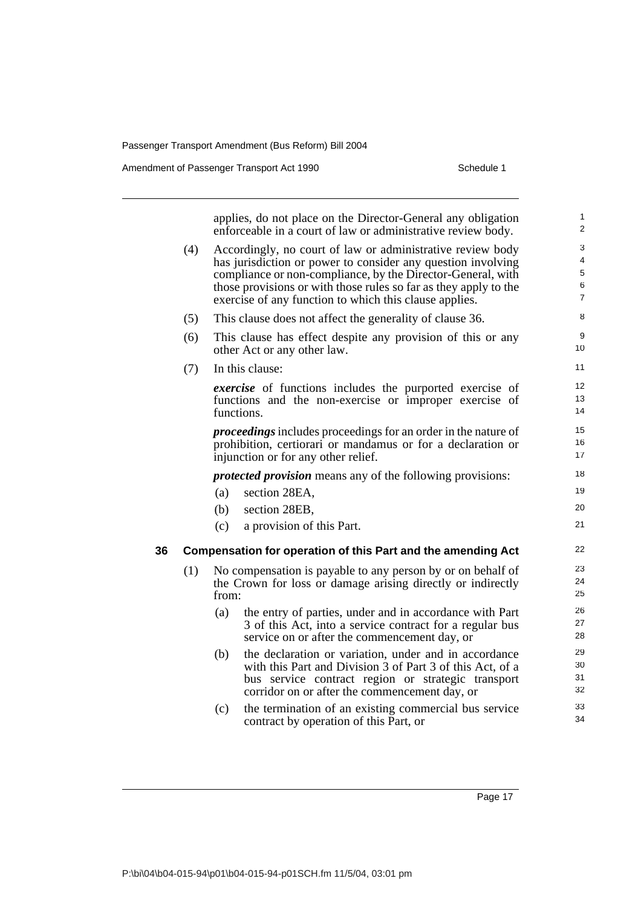applies, do not place on the Director-General any obligation enforceable in a court of law or administrative review body.

(4) Accordingly, no court of law or administrative review body has jurisdiction or power to consider any question involving compliance or non-compliance, by the Director-General, with those provisions or with those rules so far as they apply to the exercise of any function to which this clause applies.

(5) This clause does not affect the generality of clause 36.

(6) This clause has effect despite any provision of this or any other Act or any other law.

(7) In this clause:

***exercise*** of functions includes the purported exercise of functions and the non-exercise or improper exercise of functions.

***proceedings*** includes proceedings for an order in the nature of prohibition, certiorari or mandamus or for a declaration or injunction or for any other relief.

***protected provision*** means any of the following provisions:

(a) section 28EA,

(b) section 28EB,

(c) a provision of this Part.

### 36 Compensation for operation of this Part and the amending Act

(1) No compensation is payable to any person by or on behalf of the Crown for loss or damage arising directly or indirectly from:

(a) the entry of parties, under and in accordance with Part 3 of this Act, into a service contract for a regular bus service on or after the commencement day, or

(b) the declaration or variation, under and in accordance with this Part and Division 3 of Part 3 of this Act, of a bus service contract region or strategic transport corridor on or after the commencement day, or

(c) the termination of an existing commercial bus service contract by operation of this Part, or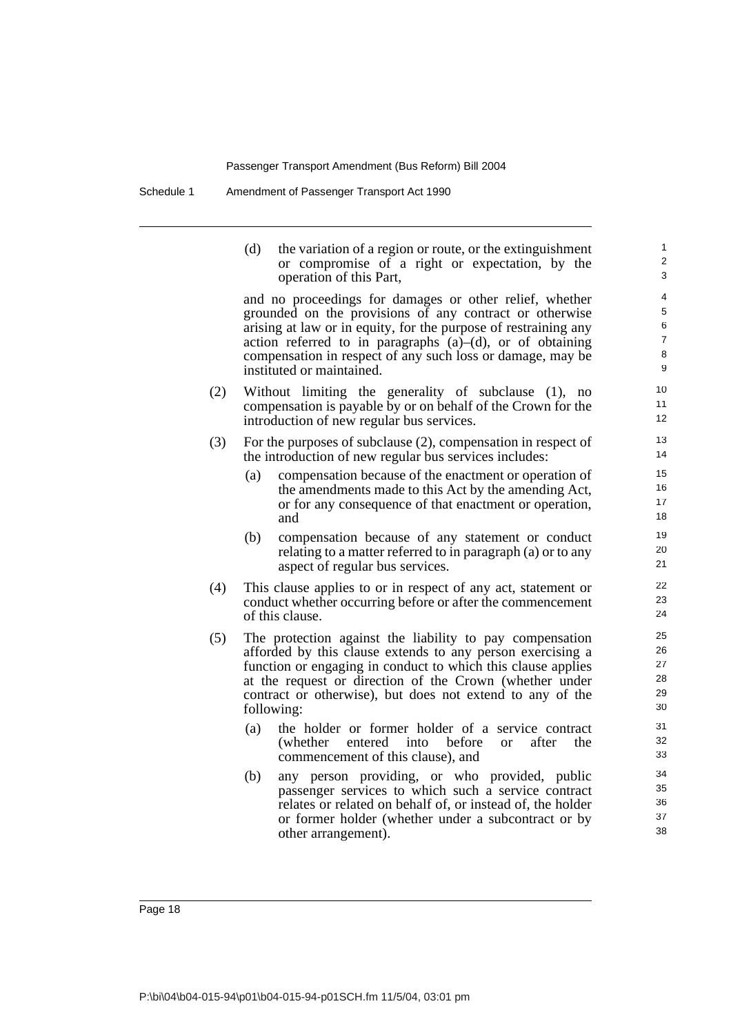(d) the variation of a region or route, or the extinguishment or compromise of a right or expectation, by the operation of this Part,

and no proceedings for damages or other relief, whether grounded on the provisions of any contract or otherwise arising at law or in equity, for the purpose of restraining any action referred to in paragraphs (a)–(d), or of obtaining compensation in respect of any such loss or damage, may be instituted or maintained.

(2) Without limiting the generality of subclause (1), no compensation is payable by or on behalf of the Crown for the introduction of new regular bus services.

(3) For the purposes of subclause (2), compensation in respect of the introduction of new regular bus services includes:

(a) compensation because of the enactment or operation of the amendments made to this Act by the amending Act, or for any consequence of that enactment or operation, and

(b) compensation because of any statement or conduct relating to a matter referred to in paragraph (a) or to any aspect of regular bus services.

(4) This clause applies to or in respect of any act, statement or conduct whether occurring before or after the commencement of this clause.

(5) The protection against the liability to pay compensation afforded by this clause extends to any person exercising a function or engaging in conduct to which this clause applies at the request or direction of the Crown (whether under contract or otherwise), but does not extend to any of the following:

(a) the holder or former holder of a service contract (whether entered into before or after the commencement of this clause), and

(b) any person providing, or who provided, public passenger services to which such a service contract relates or related on behalf of, or instead of, the holder or former holder (whether under a subcontract or by other arrangement).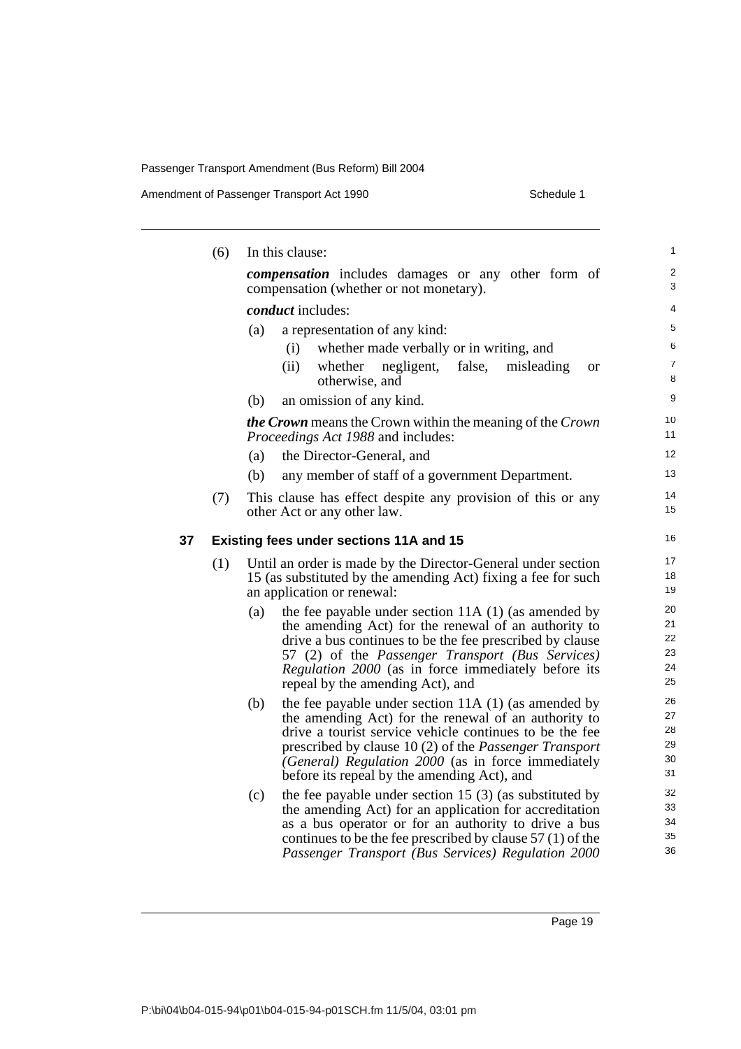(6) In this clause:

***compensation*** includes damages or any other form of compensation (whether or not monetary).

***conduct*** includes:

(a) a representation of any kind:

(i) whether made verbally or in writing, and

(ii) whether negligent, false, misleading or otherwise, and

(b) an omission of any kind.

***the Crown*** means the Crown within the meaning of the *Crown Proceedings Act 1988* and includes:

(a) the Director-General, and

(b) any member of staff of a government Department.

(7) This clause has effect despite any provision of this or any other Act or any other law.

### 37 Existing fees under sections 11A and 15

(1) Until an order is made by the Director-General under section 15 (as substituted by the amending Act) fixing a fee for such an application or renewal:

(a) the fee payable under section 11A (1) (as amended by the amending Act) for the renewal of an authority to drive a bus continues to be the fee prescribed by clause 57 (2) of the *Passenger Transport (Bus Services) Regulation 2000* (as in force immediately before its repeal by the amending Act), and

(b) the fee payable under section 11A (1) (as amended by the amending Act) for the renewal of an authority to drive a tourist service vehicle continues to be the fee prescribed by clause 10 (2) of the *Passenger Transport (General) Regulation 2000* (as in force immediately before its repeal by the amending Act), and

(c) the fee payable under section 15 (3) (as substituted by the amending Act) for an application for accreditation as a bus operator or for an authority to drive a bus continues to be the fee prescribed by clause 57 (1) of the *Passenger Transport (Bus Services) Regulation 2000*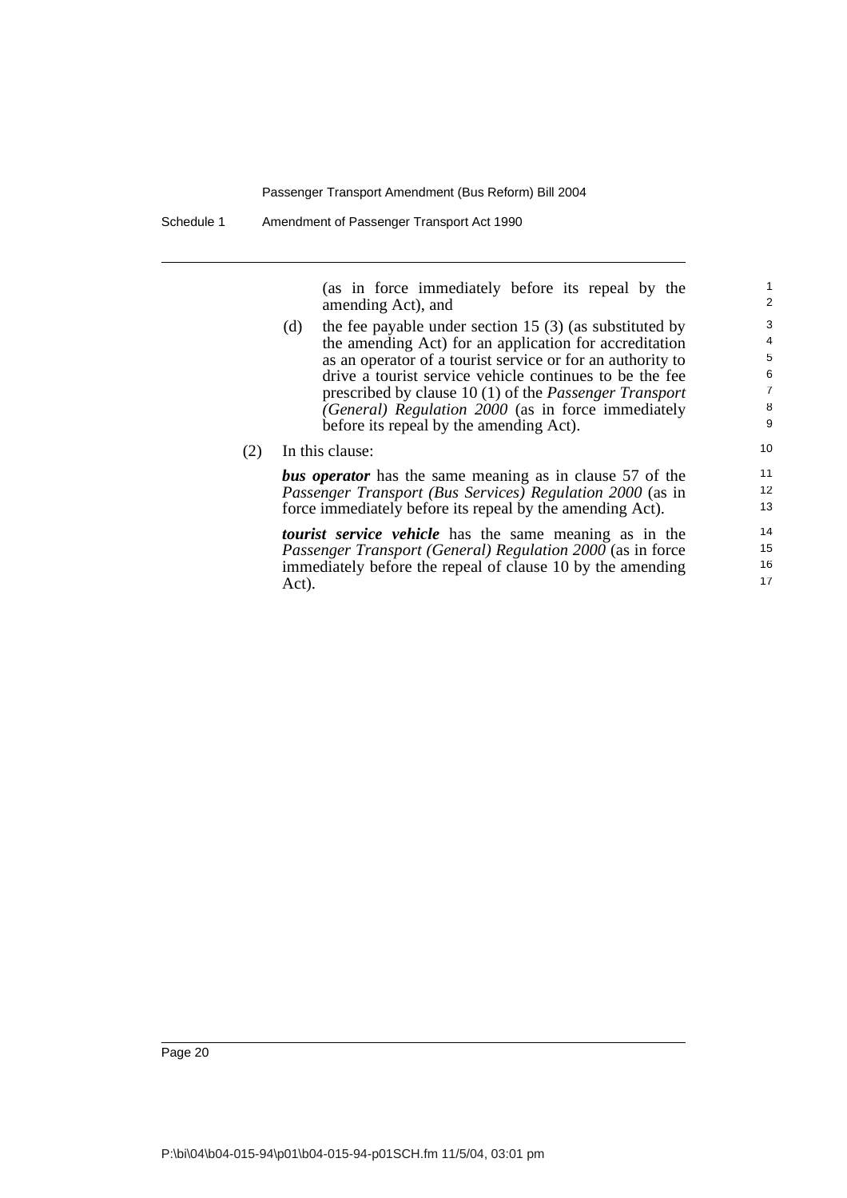(as in force immediately before its repeal by the amending Act), and

(d) the fee payable under section 15 (3) (as substituted by the amending Act) for an application for accreditation as an operator of a tourist service or for an authority to drive a tourist service vehicle continues to be the fee prescribed by clause 10 (1) of the *Passenger Transport (General) Regulation 2000* (as in force immediately before its repeal by the amending Act).

(2) In this clause:

***bus operator*** has the same meaning as in clause 57 of the *Passenger Transport (Bus Services) Regulation 2000* (as in force immediately before its repeal by the amending Act).

***tourist service vehicle*** has the same meaning as in the *Passenger Transport (General) Regulation 2000* (as in force immediately before the repeal of clause 10 by the amending Act).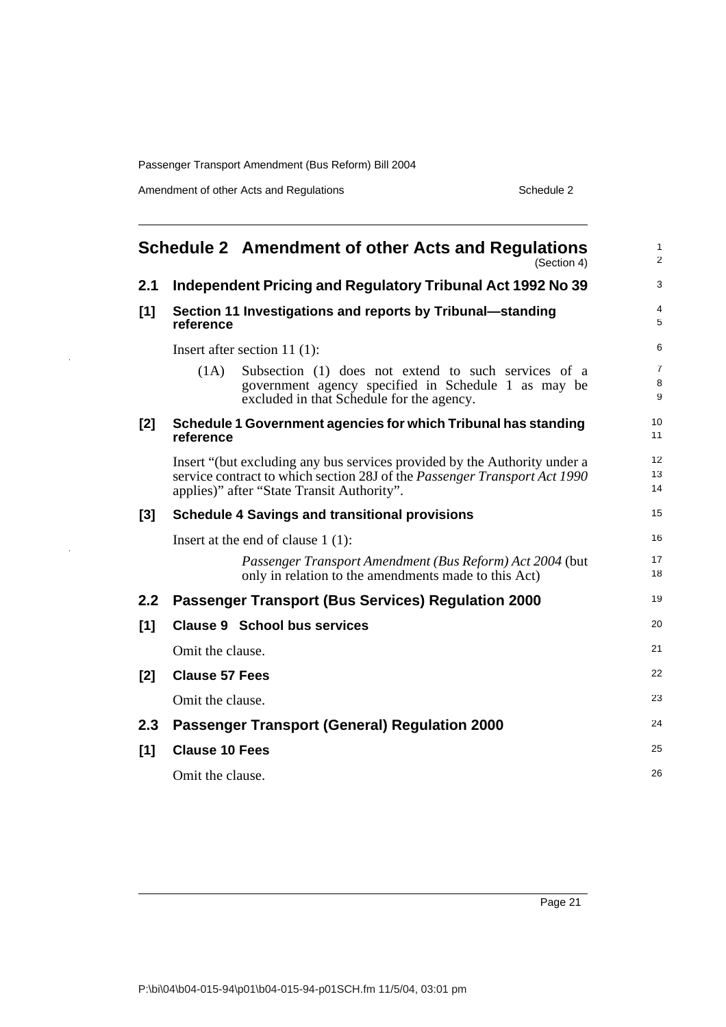# Schedule 2 Amendment of other Acts and Regulations

(Section 4)

## 2.1 Independent Pricing and Regulatory Tribunal Act 1992 No 39

### [1] Section 11 Investigations and reports by Tribunal—standing reference

Insert after section 11 (1):

> (1A) Subsection (1) does not extend to such services of a government agency specified in Schedule 1 as may be excluded in that Schedule for the agency.

### [2] Schedule 1 Government agencies for which Tribunal has standing reference

Insert "(but excluding any bus services provided by the Authority under a service contract to which section 28J of the *Passenger Transport Act 1990* applies)" after "State Transit Authority".

### [3] Schedule 4 Savings and transitional provisions

Insert at the end of clause 1 (1):

> *Passenger Transport Amendment (Bus Reform) Act 2004* (but only in relation to the amendments made to this Act)

## 2.2 Passenger Transport (Bus Services) Regulation 2000

### [1] Clause 9 School bus services

Omit the clause.

### [2] Clause 57 Fees

Omit the clause.

## 2.3 Passenger Transport (General) Regulation 2000

### [1] Clause 10 Fees

Omit the clause.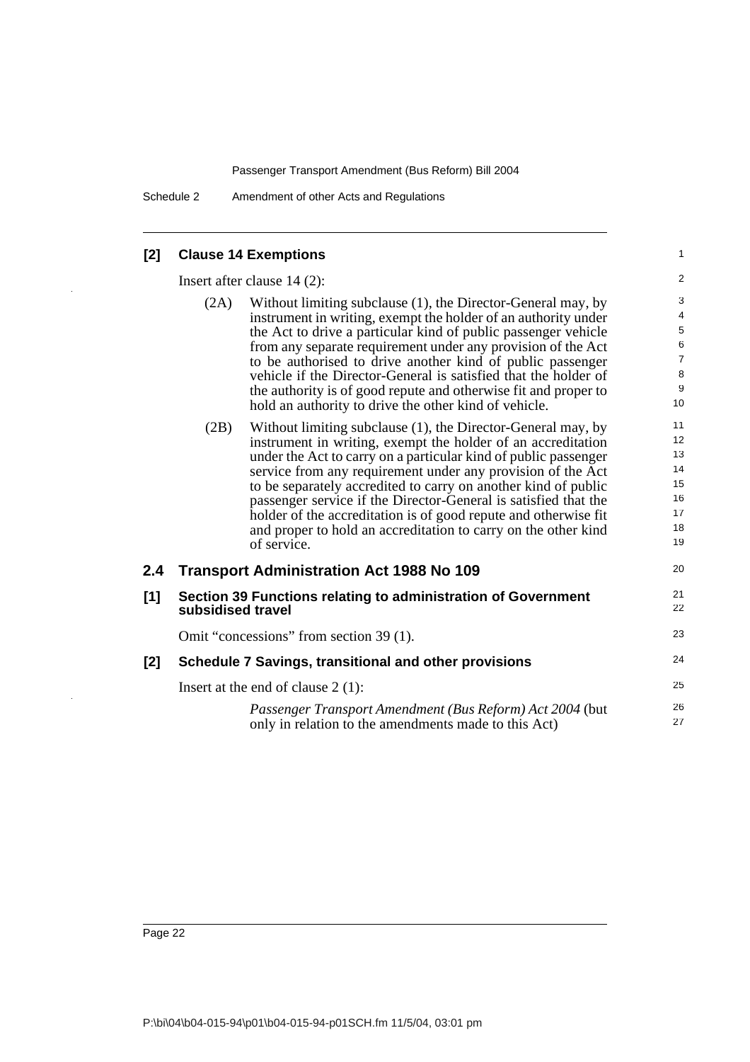### [2] Clause 14 Exemptions

Insert after clause 14 (2):

(2A) Without limiting subclause (1), the Director-General may, by instrument in writing, exempt the holder of an authority under the Act to drive a particular kind of public passenger vehicle from any separate requirement under any provision of the Act to be authorised to drive another kind of public passenger vehicle if the Director-General is satisfied that the holder of the authority is of good repute and otherwise fit and proper to hold an authority to drive the other kind of vehicle.

(2B) Without limiting subclause (1), the Director-General may, by instrument in writing, exempt the holder of an accreditation under the Act to carry on a particular kind of public passenger service from any requirement under any provision of the Act to be separately accredited to carry on another kind of public passenger service if the Director-General is satisfied that the holder of the accreditation is of good repute and otherwise fit and proper to hold an accreditation to carry on the other kind of service.

## 2.4 Transport Administration Act 1988 No 109

### [1] Section 39 Functions relating to administration of Government subsidised travel

Omit "concessions" from section 39 (1).

### [2] Schedule 7 Savings, transitional and other provisions

Insert at the end of clause 2 (1):

*Passenger Transport Amendment (Bus Reform) Act 2004* (but only in relation to the amendments made to this Act)